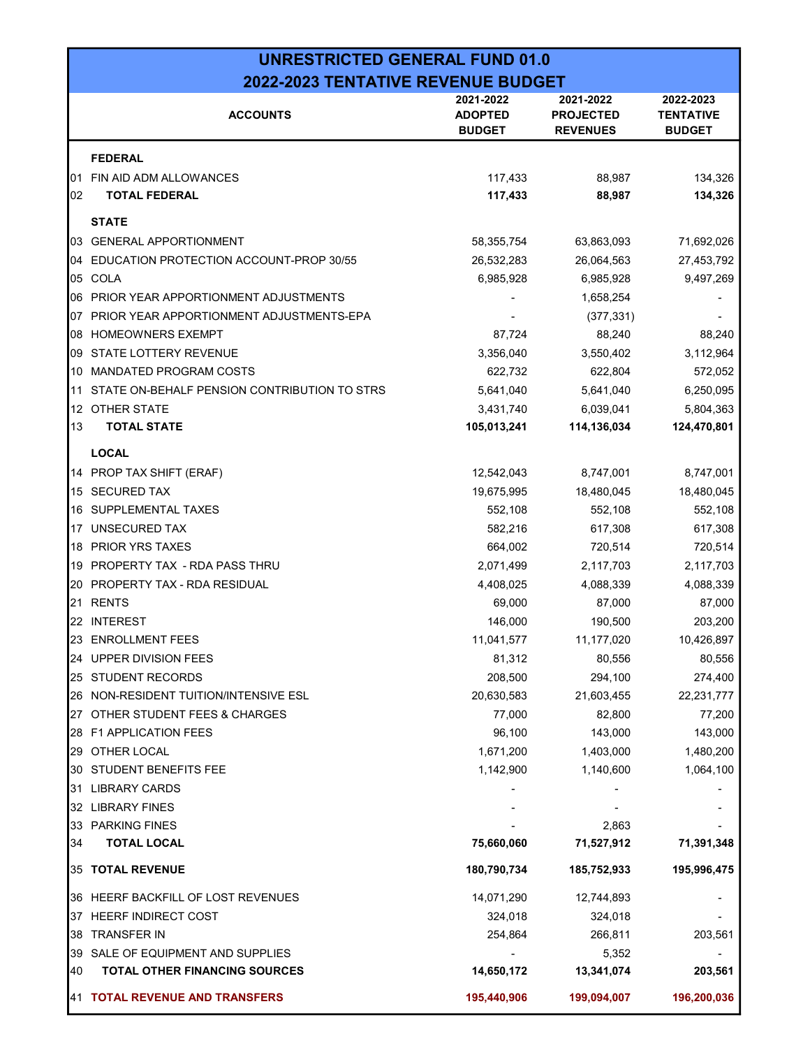# UNRESTRICTED GENERAL FUND 01.0
## 2022-2023 TENTATIVE REVENUE BUDGET

| | ACCOUNTS | 2021-2022 ADOPTED BUDGET | 2021-2022 PROJECTED REVENUES | 2022-2023 TENTATIVE BUDGET |
|---|---|---|---|---|
| | **FEDERAL** | | | |
| 01 | FIN AID ADM ALLOWANCES | 117,433 | 88,987 | 134,326 |
| 02 | **TOTAL FEDERAL** | **117,433** | **88,987** | **134,326** |
| | **STATE** | | | |
| 03 | GENERAL APPORTIONMENT | 58,355,754 | 63,863,093 | 71,692,026 |
| 04 | EDUCATION PROTECTION ACCOUNT-PROP 30/55 | 26,532,283 | 26,064,563 | 27,453,792 |
| 05 | COLA | 6,985,928 | 6,985,928 | 9,497,269 |
| 06 | PRIOR YEAR APPORTIONMENT ADJUSTMENTS | - | 1,658,254 | - |
| 07 | PRIOR YEAR APPORTIONMENT ADJUSTMENTS-EPA | - | (377,331) | - |
| 08 | HOMEOWNERS EXEMPT | 87,724 | 88,240 | 88,240 |
| 09 | STATE LOTTERY REVENUE | 3,356,040 | 3,550,402 | 3,112,964 |
| 10 | MANDATED PROGRAM COSTS | 622,732 | 622,804 | 572,052 |
| 11 | STATE ON-BEHALF PENSION CONTRIBUTION TO STRS | 5,641,040 | 5,641,040 | 6,250,095 |
| 12 | OTHER STATE | 3,431,740 | 6,039,041 | 5,804,363 |
| 13 | **TOTAL STATE** | **105,013,241** | **114,136,034** | **124,470,801** |
| | **LOCAL** | | | |
| 14 | PROP TAX SHIFT (ERAF) | 12,542,043 | 8,747,001 | 8,747,001 |
| 15 | SECURED TAX | 19,675,995 | 18,480,045 | 18,480,045 |
| 16 | SUPPLEMENTAL TAXES | 552,108 | 552,108 | 552,108 |
| 17 | UNSECURED TAX | 582,216 | 617,308 | 617,308 |
| 18 | PRIOR YRS TAXES | 664,002 | 720,514 | 720,514 |
| 19 | PROPERTY TAX - RDA PASS THRU | 2,071,499 | 2,117,703 | 2,117,703 |
| 20 | PROPERTY TAX - RDA RESIDUAL | 4,408,025 | 4,088,339 | 4,088,339 |
| 21 | RENTS | 69,000 | 87,000 | 87,000 |
| 22 | INTEREST | 146,000 | 190,500 | 203,200 |
| 23 | ENROLLMENT FEES | 11,041,577 | 11,177,020 | 10,426,897 |
| 24 | UPPER DIVISION FEES | 81,312 | 80,556 | 80,556 |
| 25 | STUDENT RECORDS | 208,500 | 294,100 | 274,400 |
| 26 | NON-RESIDENT TUITION/INTENSIVE ESL | 20,630,583 | 21,603,455 | 22,231,777 |
| 27 | OTHER STUDENT FEES & CHARGES | 77,000 | 82,800 | 77,200 |
| 28 | F1 APPLICATION FEES | 96,100 | 143,000 | 143,000 |
| 29 | OTHER LOCAL | 1,671,200 | 1,403,000 | 1,480,200 |
| 30 | STUDENT BENEFITS FEE | 1,142,900 | 1,140,600 | 1,064,100 |
| 31 | LIBRARY CARDS | - | - | - |
| 32 | LIBRARY FINES | - | - | - |
| 33 | PARKING FINES | - | 2,863 | - |
| 34 | **TOTAL LOCAL** | **75,660,060** | **71,527,912** | **71,391,348** |
| 35 | **TOTAL REVENUE** | **180,790,734** | **185,752,933** | **195,996,475** |
| 36 | HEERF BACKFILL OF LOST REVENUES | 14,071,290 | 12,744,893 | - |
| 37 | HEERF INDIRECT COST | 324,018 | 324,018 | - |
| 38 | TRANSFER IN | 254,864 | 266,811 | 203,561 |
| 39 | SALE OF EQUIPMENT AND SUPPLIES | - | 5,352 | - |
| 40 | **TOTAL OTHER FINANCING SOURCES** | **14,650,172** | **13,341,074** | **203,561** |
| 41 | **TOTAL REVENUE AND TRANSFERS** | **195,440,906** | **199,094,007** | **196,200,036** |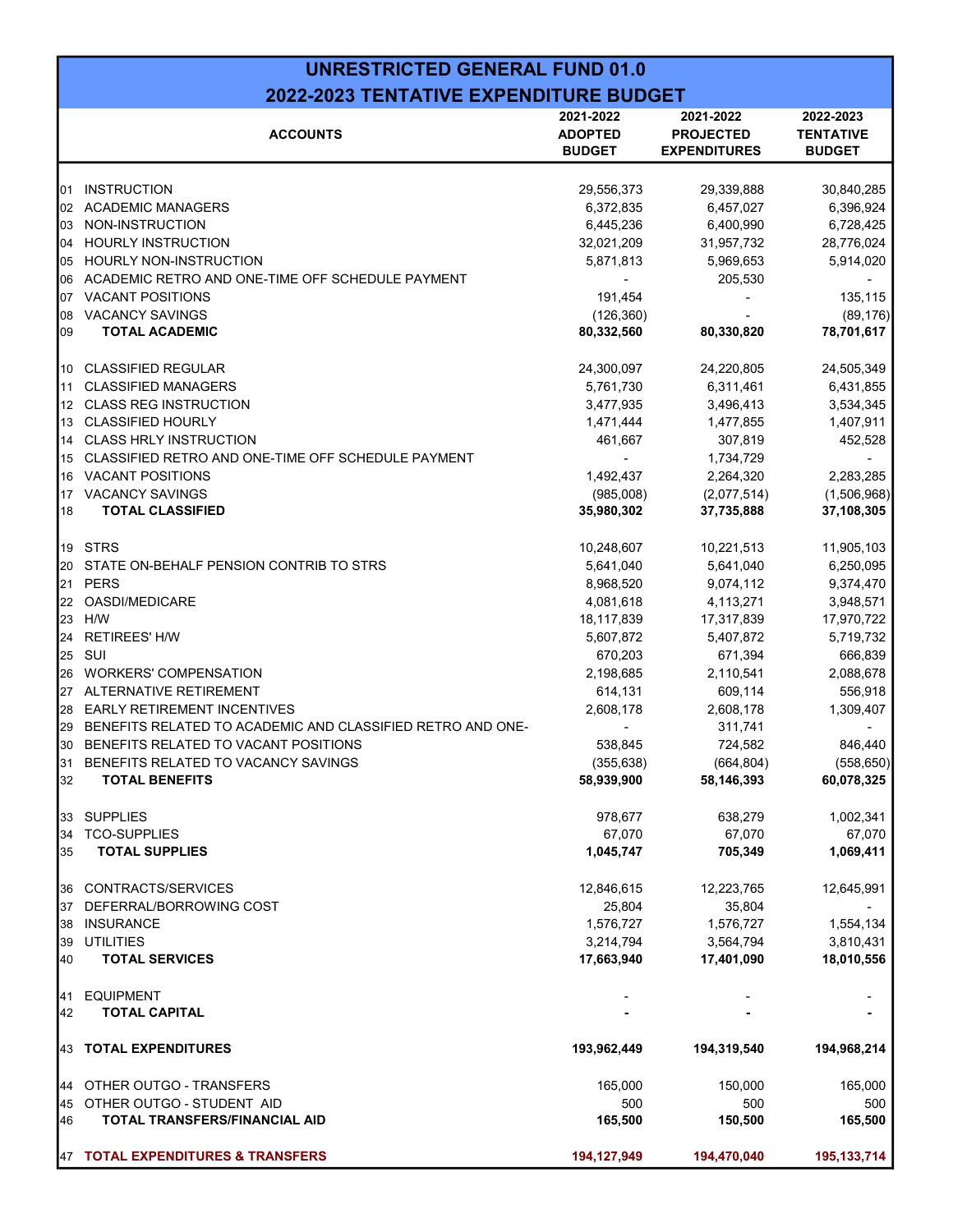# UNRESTRICTED GENERAL FUND 01.0
## 2022-2023 TENTATIVE EXPENDITURE BUDGET

| | ACCOUNTS | 2021-2022 ADOPTED BUDGET | 2021-2022 PROJECTED EXPENDITURES | 2022-2023 TENTATIVE BUDGET |
|---|---|---|---|---|
| 01 | INSTRUCTION | 29,556,373 | 29,339,888 | 30,840,285 |
| 02 | ACADEMIC MANAGERS | 6,372,835 | 6,457,027 | 6,396,924 |
| 03 | NON-INSTRUCTION | 6,445,236 | 6,400,990 | 6,728,425 |
| 04 | HOURLY INSTRUCTION | 32,021,209 | 31,957,732 | 28,776,024 |
| 05 | HOURLY NON-INSTRUCTION | 5,871,813 | 5,969,653 | 5,914,020 |
| 06 | ACADEMIC RETRO AND ONE-TIME OFF SCHEDULE PAYMENT | - | 205,530 | - |
| 07 | VACANT POSITIONS | 191,454 | - | 135,115 |
| 08 | VACANCY SAVINGS | (126,360) | - | (89,176) |
| 09 | **TOTAL ACADEMIC** | **80,332,560** | **80,330,820** | **78,701,617** |
| 10 | CLASSIFIED REGULAR | 24,300,097 | 24,220,805 | 24,505,349 |
| 11 | CLASSIFIED MANAGERS | 5,761,730 | 6,311,461 | 6,431,855 |
| 12 | CLASS REG INSTRUCTION | 3,477,935 | 3,496,413 | 3,534,345 |
| 13 | CLASSIFIED HOURLY | 1,471,444 | 1,477,855 | 1,407,911 |
| 14 | CLASS HRLY INSTRUCTION | 461,667 | 307,819 | 452,528 |
| 15 | CLASSIFIED RETRO AND ONE-TIME OFF SCHEDULE PAYMENT | - | 1,734,729 | - |
| 16 | VACANT POSITIONS | 1,492,437 | 2,264,320 | 2,283,285 |
| 17 | VACANCY SAVINGS | (985,008) | (2,077,514) | (1,506,968) |
| 18 | **TOTAL CLASSIFIED** | **35,980,302** | **37,735,888** | **37,108,305** |
| 19 | STRS | 10,248,607 | 10,221,513 | 11,905,103 |
| 20 | STATE ON-BEHALF PENSION CONTRIB TO STRS | 5,641,040 | 5,641,040 | 6,250,095 |
| 21 | PERS | 8,968,520 | 9,074,112 | 9,374,470 |
| 22 | OASDI/MEDICARE | 4,081,618 | 4,113,271 | 3,948,571 |
| 23 | H/W | 18,117,839 | 17,317,839 | 17,970,722 |
| 24 | RETIREES' H/W | 5,607,872 | 5,407,872 | 5,719,732 |
| 25 | SUI | 670,203 | 671,394 | 666,839 |
| 26 | WORKERS' COMPENSATION | 2,198,685 | 2,110,541 | 2,088,678 |
| 27 | ALTERNATIVE RETIREMENT | 614,131 | 609,114 | 556,918 |
| 28 | EARLY RETIREMENT INCENTIVES | 2,608,178 | 2,608,178 | 1,309,407 |
| 29 | BENEFITS RELATED TO ACADEMIC AND CLASSIFIED RETRO AND ONE- | - | 311,741 | - |
| 30 | BENEFITS RELATED TO VACANT POSITIONS | 538,845 | 724,582 | 846,440 |
| 31 | BENEFITS RELATED TO VACANCY SAVINGS | (355,638) | (664,804) | (558,650) |
| 32 | **TOTAL BENEFITS** | **58,939,900** | **58,146,393** | **60,078,325** |
| 33 | SUPPLIES | 978,677 | 638,279 | 1,002,341 |
| 34 | TCO-SUPPLIES | 67,070 | 67,070 | 67,070 |
| 35 | **TOTAL SUPPLIES** | **1,045,747** | **705,349** | **1,069,411** |
| 36 | CONTRACTS/SERVICES | 12,846,615 | 12,223,765 | 12,645,991 |
| 37 | DEFERRAL/BORROWING COST | 25,804 | 35,804 | - |
| 38 | INSURANCE | 1,576,727 | 1,576,727 | 1,554,134 |
| 39 | UTILITIES | 3,214,794 | 3,564,794 | 3,810,431 |
| 40 | **TOTAL SERVICES** | **17,663,940** | **17,401,090** | **18,010,556** |
| 41 | EQUIPMENT | - | - | - |
| 42 | **TOTAL CAPITAL** | **-** | **-** | **-** |
| 43 | **TOTAL EXPENDITURES** | **193,962,449** | **194,319,540** | **194,968,214** |
| 44 | OTHER OUTGO - TRANSFERS | 165,000 | 150,000 | 165,000 |
| 45 | OTHER OUTGO - STUDENT AID | 500 | 500 | 500 |
| 46 | **TOTAL TRANSFERS/FINANCIAL AID** | **165,500** | **150,500** | **165,500** |
| 47 | **TOTAL EXPENDITURES & TRANSFERS** | **194,127,949** | **194,470,040** | **195,133,714** |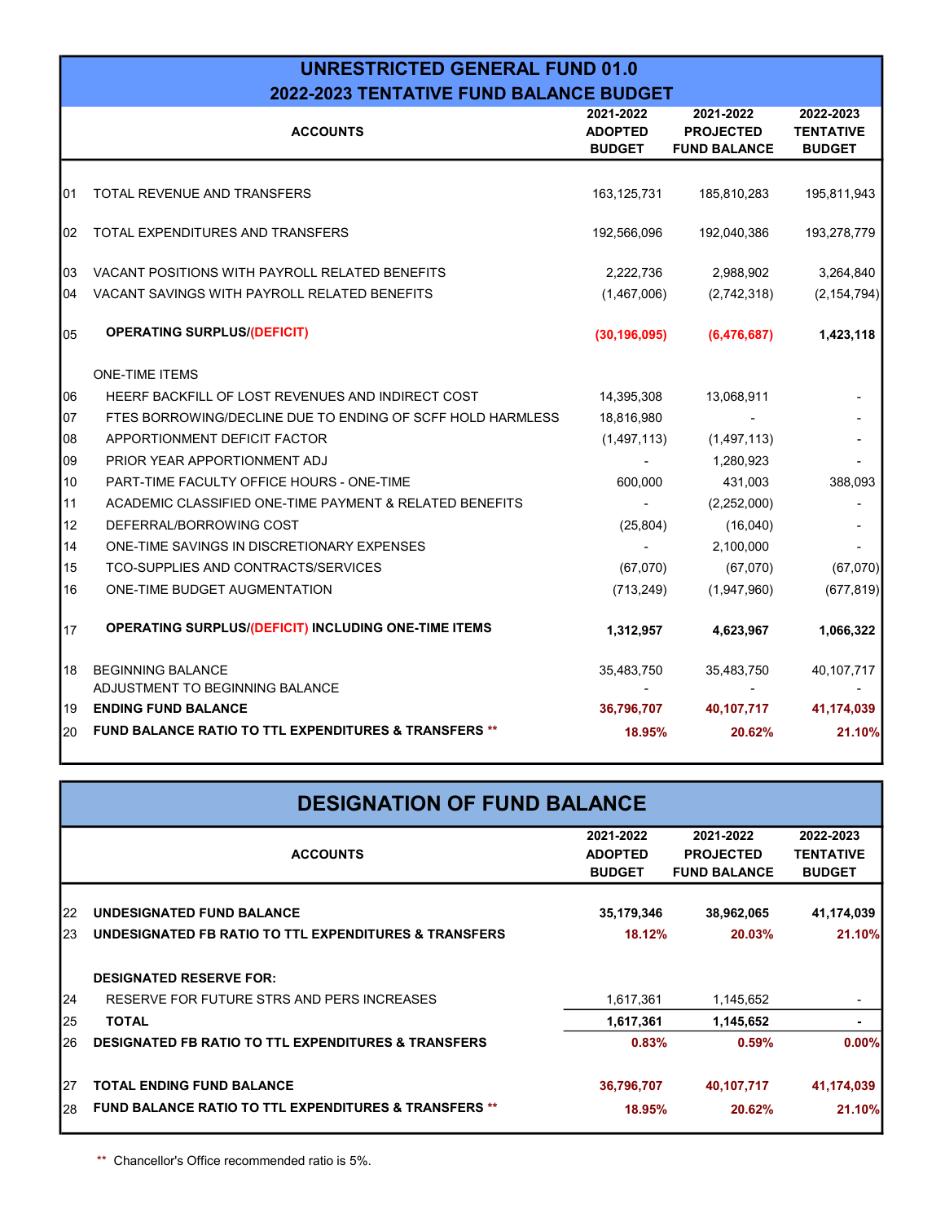## UNRESTRICTED GENERAL FUND 01.0
## 2022-2023 TENTATIVE FUND BALANCE BUDGET

| | ACCOUNTS | 2021-2022 ADOPTED BUDGET | 2021-2022 PROJECTED FUND BALANCE | 2022-2023 TENTATIVE BUDGET |
|---|---|---|---|---|
| 01 | TOTAL REVENUE AND TRANSFERS | 163,125,731 | 185,810,283 | 195,811,943 |
| 02 | TOTAL EXPENDITURES AND TRANSFERS | 192,566,096 | 192,040,386 | 193,278,779 |
| 03 | VACANT POSITIONS WITH PAYROLL RELATED BENEFITS | 2,222,736 | 2,988,902 | 3,264,840 |
| 04 | VACANT SAVINGS WITH PAYROLL RELATED BENEFITS | (1,467,006) | (2,742,318) | (2,154,794) |
| 05 | **OPERATING SURPLUS/(DEFICIT)** | **(30,196,095)** | **(6,476,687)** | **1,423,118** |
| | ONE-TIME ITEMS | | | |
| 06 | HEERF BACKFILL OF LOST REVENUES AND INDIRECT COST | 14,395,308 | 13,068,911 | - |
| 07 | FTES BORROWING/DECLINE DUE TO ENDING OF SCFF HOLD HARMLESS | 18,816,980 | - | - |
| 08 | APPORTIONMENT DEFICIT FACTOR | (1,497,113) | (1,497,113) | - |
| 09 | PRIOR YEAR APPORTIONMENT ADJ | - | 1,280,923 | - |
| 10 | PART-TIME FACULTY OFFICE HOURS - ONE-TIME | 600,000 | 431,003 | 388,093 |
| 11 | ACADEMIC CLASSIFIED ONE-TIME PAYMENT & RELATED BENEFITS | - | (2,252,000) | - |
| 12 | DEFERRAL/BORROWING COST | (25,804) | (16,040) | - |
| 14 | ONE-TIME SAVINGS IN DISCRETIONARY EXPENSES | - | 2,100,000 | - |
| 15 | TCO-SUPPLIES AND CONTRACTS/SERVICES | (67,070) | (67,070) | (67,070) |
| 16 | ONE-TIME BUDGET AUGMENTATION | (713,249) | (1,947,960) | (677,819) |
| 17 | **OPERATING SURPLUS/(DEFICIT) INCLUDING ONE-TIME ITEMS** | **1,312,957** | **4,623,967** | **1,066,322** |
| 18 | BEGINNING BALANCE | 35,483,750 | 35,483,750 | 40,107,717 |
| | ADJUSTMENT TO BEGINNING BALANCE | - | - | - |
| 19 | **ENDING FUND BALANCE** | **36,796,707** | **40,107,717** | **41,174,039** |
| 20 | **FUND BALANCE RATIO TO TTL EXPENDITURES & TRANSFERS \*\*** | **18.95%** | **20.62%** | **21.10%** |

## DESIGNATION OF FUND BALANCE

| | ACCOUNTS | 2021-2022 ADOPTED BUDGET | 2021-2022 PROJECTED FUND BALANCE | 2022-2023 TENTATIVE BUDGET |
|---|---|---|---|---|
| 22 | **UNDESIGNATED FUND BALANCE** | **35,179,346** | **38,962,065** | **41,174,039** |
| 23 | **UNDESIGNATED FB RATIO TO TTL EXPENDITURES & TRANSFERS** | **18.12%** | **20.03%** | **21.10%** |
| | **DESIGNATED RESERVE FOR:** | | | |
| 24 | RESERVE FOR FUTURE STRS AND PERS INCREASES | 1,617,361 | 1,145,652 | - |
| 25 | **TOTAL** | **1,617,361** | **1,145,652** | **-** |
| 26 | **DESIGNATED FB RATIO TO TTL EXPENDITURES & TRANSFERS** | **0.83%** | **0.59%** | **0.00%** |
| 27 | **TOTAL ENDING FUND BALANCE** | **36,796,707** | **40,107,717** | **41,174,039** |
| 28 | **FUND BALANCE RATIO TO TTL EXPENDITURES & TRANSFERS \*\*** | **18.95%** | **20.62%** | **21.10%** |

** Chancellor's Office recommended ratio is 5%.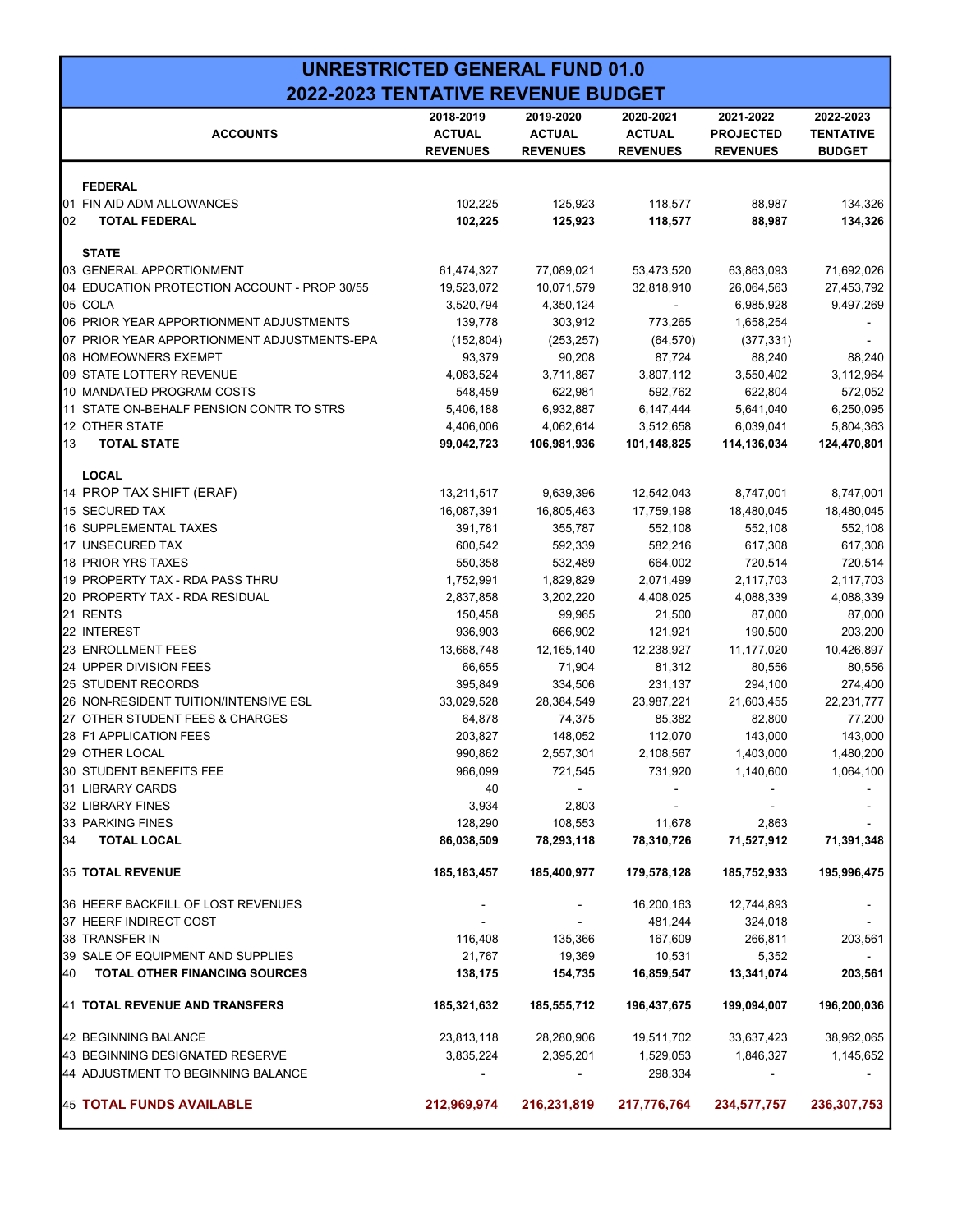# UNRESTRICTED GENERAL FUND 01.0
## 2022-2023 TENTATIVE REVENUE BUDGET

| ACCOUNTS | 2018-2019 ACTUAL REVENUES | 2019-2020 ACTUAL REVENUES | 2020-2021 ACTUAL REVENUES | 2021-2022 PROJECTED REVENUES | 2022-2023 TENTATIVE BUDGET |
|---|---|---|---|---|---|
| **FEDERAL** | | | | | |
| 01 FIN AID ADM ALLOWANCES | 102,225 | 125,923 | 118,577 | 88,987 | 134,326 |
| 02 **TOTAL FEDERAL** | **102,225** | **125,923** | **118,577** | **88,987** | **134,326** |
| **STATE** | | | | | |
| 03 GENERAL APPORTIONMENT | 61,474,327 | 77,089,021 | 53,473,520 | 63,863,093 | 71,692,026 |
| 04 EDUCATION PROTECTION ACCOUNT - PROP 30/55 | 19,523,072 | 10,071,579 | 32,818,910 | 26,064,563 | 27,453,792 |
| 05 COLA | 3,520,794 | 4,350,124 | - | 6,985,928 | 9,497,269 |
| 06 PRIOR YEAR APPORTIONMENT ADJUSTMENTS | 139,778 | 303,912 | 773,265 | 1,658,254 | - |
| 07 PRIOR YEAR APPORTIONMENT ADJUSTMENTS-EPA | (152,804) | (253,257) | (64,570) | (377,331) | - |
| 08 HOMEOWNERS EXEMPT | 93,379 | 90,208 | 87,724 | 88,240 | 88,240 |
| 09 STATE LOTTERY REVENUE | 4,083,524 | 3,711,867 | 3,807,112 | 3,550,402 | 3,112,964 |
| 10 MANDATED PROGRAM COSTS | 548,459 | 622,981 | 592,762 | 622,804 | 572,052 |
| 11 STATE ON-BEHALF PENSION CONTR TO STRS | 5,406,188 | 6,932,887 | 6,147,444 | 5,641,040 | 6,250,095 |
| 12 OTHER STATE | 4,406,006 | 4,062,614 | 3,512,658 | 6,039,041 | 5,804,363 |
| 13 **TOTAL STATE** | **99,042,723** | **106,981,936** | **101,148,825** | **114,136,034** | **124,470,801** |
| **LOCAL** | | | | | |
| 14 PROP TAX SHIFT (ERAF) | 13,211,517 | 9,639,396 | 12,542,043 | 8,747,001 | 8,747,001 |
| 15 SECURED TAX | 16,087,391 | 16,805,463 | 17,759,198 | 18,480,045 | 18,480,045 |
| 16 SUPPLEMENTAL TAXES | 391,781 | 355,787 | 552,108 | 552,108 | 552,108 |
| 17 UNSECURED TAX | 600,542 | 592,339 | 582,216 | 617,308 | 617,308 |
| 18 PRIOR YRS TAXES | 550,358 | 532,489 | 664,002 | 720,514 | 720,514 |
| 19 PROPERTY TAX - RDA PASS THRU | 1,752,991 | 1,829,829 | 2,071,499 | 2,117,703 | 2,117,703 |
| 20 PROPERTY TAX - RDA RESIDUAL | 2,837,858 | 3,202,220 | 4,408,025 | 4,088,339 | 4,088,339 |
| 21 RENTS | 150,458 | 99,965 | 21,500 | 87,000 | 87,000 |
| 22 INTEREST | 936,903 | 666,902 | 121,921 | 190,500 | 203,200 |
| 23 ENROLLMENT FEES | 13,668,748 | 12,165,140 | 12,238,927 | 11,177,020 | 10,426,897 |
| 24 UPPER DIVISION FEES | 66,655 | 71,904 | 81,312 | 80,556 | 80,556 |
| 25 STUDENT RECORDS | 395,849 | 334,506 | 231,137 | 294,100 | 274,400 |
| 26 NON-RESIDENT TUITION/INTENSIVE ESL | 33,029,528 | 28,384,549 | 23,987,221 | 21,603,455 | 22,231,777 |
| 27 OTHER STUDENT FEES & CHARGES | 64,878 | 74,375 | 85,382 | 82,800 | 77,200 |
| 28 F1 APPLICATION FEES | 203,827 | 148,052 | 112,070 | 143,000 | 143,000 |
| 29 OTHER LOCAL | 990,862 | 2,557,301 | 2,108,567 | 1,403,000 | 1,480,200 |
| 30 STUDENT BENEFITS FEE | 966,099 | 721,545 | 731,920 | 1,140,600 | 1,064,100 |
| 31 LIBRARY CARDS | 40 | - | - | - | - |
| 32 LIBRARY FINES | 3,934 | 2,803 | - | - | - |
| 33 PARKING FINES | 128,290 | 108,553 | 11,678 | 2,863 | - |
| 34 **TOTAL LOCAL** | **86,038,509** | **78,293,118** | **78,310,726** | **71,527,912** | **71,391,348** |
| 35 **TOTAL REVENUE** | **185,183,457** | **185,400,977** | **179,578,128** | **185,752,933** | **195,996,475** |
| 36 HEERF BACKFILL OF LOST REVENUES | - | - | 16,200,163 | 12,744,893 | - |
| 37 HEERF INDIRECT COST | - | - | 481,244 | 324,018 | - |
| 38 TRANSFER IN | 116,408 | 135,366 | 167,609 | 266,811 | 203,561 |
| 39 SALE OF EQUIPMENT AND SUPPLIES | 21,767 | 19,369 | 10,531 | 5,352 | - |
| 40 **TOTAL OTHER FINANCING SOURCES** | **138,175** | **154,735** | **16,859,547** | **13,341,074** | **203,561** |
| 41 **TOTAL REVENUE AND TRANSFERS** | **185,321,632** | **185,555,712** | **196,437,675** | **199,094,007** | **196,200,036** |
| 42 BEGINNING BALANCE | 23,813,118 | 28,280,906 | 19,511,702 | 33,637,423 | 38,962,065 |
| 43 BEGINNING DESIGNATED RESERVE | 3,835,224 | 2,395,201 | 1,529,053 | 1,846,327 | 1,145,652 |
| 44 ADJUSTMENT TO BEGINNING BALANCE | - | - | 298,334 | - | - |
| 45 **TOTAL FUNDS AVAILABLE** | **212,969,974** | **216,231,819** | **217,776,764** | **234,577,757** | **236,307,753** |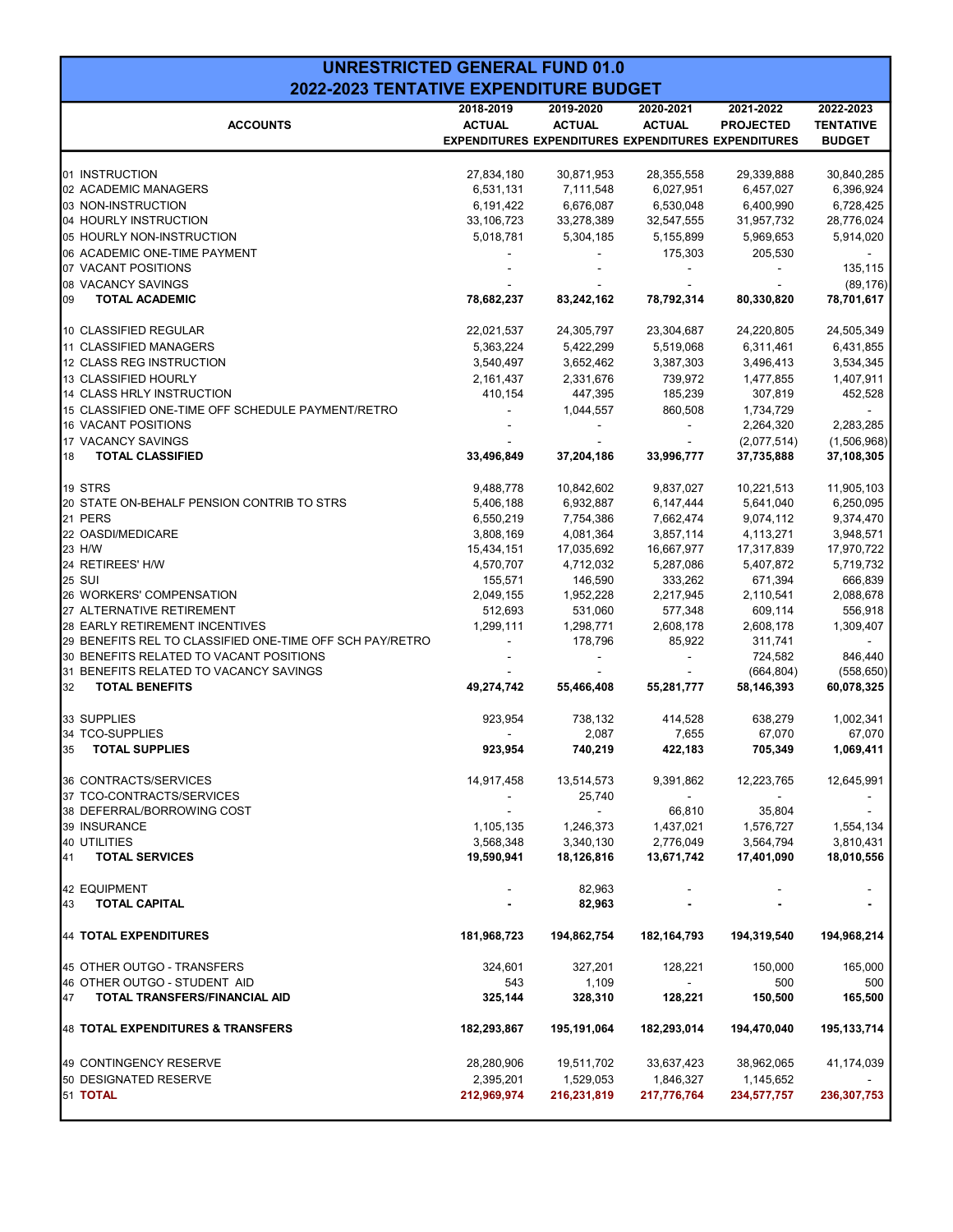# UNRESTRICTED GENERAL FUND 01.0
## 2022-2023 TENTATIVE EXPENDITURE BUDGET

| ACCOUNTS | 2018-2019 ACTUAL EXPENDITURES | 2019-2020 ACTUAL EXPENDITURES | 2020-2021 ACTUAL EXPENDITURES | 2021-2022 PROJECTED EXPENDITURES | 2022-2023 TENTATIVE BUDGET |
|---|---|---|---|---|---|
| 01 INSTRUCTION | 27,834,180 | 30,871,953 | 28,355,558 | 29,339,888 | 30,840,285 |
| 02 ACADEMIC MANAGERS | 6,531,131 | 7,111,548 | 6,027,951 | 6,457,027 | 6,396,924 |
| 03 NON-INSTRUCTION | 6,191,422 | 6,676,087 | 6,530,048 | 6,400,990 | 6,728,425 |
| 04 HOURLY INSTRUCTION | 33,106,723 | 33,278,389 | 32,547,555 | 31,957,732 | 28,776,024 |
| 05 HOURLY NON-INSTRUCTION | 5,018,781 | 5,304,185 | 5,155,899 | 5,969,653 | 5,914,020 |
| 06 ACADEMIC ONE-TIME PAYMENT | - | - | 175,303 | 205,530 | - |
| 07 VACANT POSITIONS | - | - | - | - | 135,115 |
| 08 VACANCY SAVINGS | - | - | - | - | (89,176) |
| 09 **TOTAL ACADEMIC** | **78,682,237** | **83,242,162** | **78,792,314** | **80,330,820** | **78,701,617** |
| 10 CLASSIFIED REGULAR | 22,021,537 | 24,305,797 | 23,304,687 | 24,220,805 | 24,505,349 |
| 11 CLASSIFIED MANAGERS | 5,363,224 | 5,422,299 | 5,519,068 | 6,311,461 | 6,431,855 |
| 12 CLASS REG INSTRUCTION | 3,540,497 | 3,652,462 | 3,387,303 | 3,496,413 | 3,534,345 |
| 13 CLASSIFIED HOURLY | 2,161,437 | 2,331,676 | 739,972 | 1,477,855 | 1,407,911 |
| 14 CLASS HRLY INSTRUCTION | 410,154 | 447,395 | 185,239 | 307,819 | 452,528 |
| 15 CLASSIFIED ONE-TIME OFF SCHEDULE PAYMENT/RETRO | - | 1,044,557 | 860,508 | 1,734,729 | - |
| 16 VACANT POSITIONS | - | - | - | 2,264,320 | 2,283,285 |
| 17 VACANCY SAVINGS | - | - | - | (2,077,514) | (1,506,968) |
| 18 **TOTAL CLASSIFIED** | **33,496,849** | **37,204,186** | **33,996,777** | **37,735,888** | **37,108,305** |
| 19 STRS | 9,488,778 | 10,842,602 | 9,837,027 | 10,221,513 | 11,905,103 |
| 20 STATE ON-BEHALF PENSION CONTRIB TO STRS | 5,406,188 | 6,932,887 | 6,147,444 | 5,641,040 | 6,250,095 |
| 21 PERS | 6,550,219 | 7,754,386 | 7,662,474 | 9,074,112 | 9,374,470 |
| 22 OASDI/MEDICARE | 3,808,169 | 4,081,364 | 3,857,114 | 4,113,271 | 3,948,571 |
| 23 H/W | 15,434,151 | 17,035,692 | 16,667,977 | 17,317,839 | 17,970,722 |
| 24 RETIREES' H/W | 4,570,707 | 4,712,032 | 5,287,086 | 5,407,872 | 5,719,732 |
| 25 SUI | 155,571 | 146,590 | 333,262 | 671,394 | 666,839 |
| 26 WORKERS' COMPENSATION | 2,049,155 | 1,952,228 | 2,217,945 | 2,110,541 | 2,088,678 |
| 27 ALTERNATIVE RETIREMENT | 512,693 | 531,060 | 577,348 | 609,114 | 556,918 |
| 28 EARLY RETIREMENT INCENTIVES | 1,299,111 | 1,298,771 | 2,608,178 | 2,608,178 | 1,309,407 |
| 29 BENEFITS REL TO CLASSIFIED ONE-TIME OFF SCH PAY/RETRO | - | 178,796 | 85,922 | 311,741 | - |
| 30 BENEFITS RELATED TO VACANT POSITIONS | - | - | - | 724,582 | 846,440 |
| 31 BENEFITS RELATED TO VACANCY SAVINGS | - | - | - | (664,804) | (558,650) |
| 32 **TOTAL BENEFITS** | **49,274,742** | **55,466,408** | **55,281,777** | **58,146,393** | **60,078,325** |
| 33 SUPPLIES | 923,954 | 738,132 | 414,528 | 638,279 | 1,002,341 |
| 34 TCO-SUPPLIES | - | 2,087 | 7,655 | 67,070 | 67,070 |
| 35 **TOTAL SUPPLIES** | **923,954** | **740,219** | **422,183** | **705,349** | **1,069,411** |
| 36 CONTRACTS/SERVICES | 14,917,458 | 13,514,573 | 9,391,862 | 12,223,765 | 12,645,991 |
| 37 TCO-CONTRACTS/SERVICES | - | 25,740 | - | - | - |
| 38 DEFERRAL/BORROWING COST | - | - | 66,810 | 35,804 | - |
| 39 INSURANCE | 1,105,135 | 1,246,373 | 1,437,021 | 1,576,727 | 1,554,134 |
| 40 UTILITIES | 3,568,348 | 3,340,130 | 2,776,049 | 3,564,794 | 3,810,431 |
| 41 **TOTAL SERVICES** | **19,590,941** | **18,126,816** | **13,671,742** | **17,401,090** | **18,010,556** |
| 42 EQUIPMENT | - | 82,963 | - | - | - |
| 43 **TOTAL CAPITAL** | **-** | **82,963** | **-** | **-** | **-** |
| 44 **TOTAL EXPENDITURES** | **181,968,723** | **194,862,754** | **182,164,793** | **194,319,540** | **194,968,214** |
| 45 OTHER OUTGO - TRANSFERS | 324,601 | 327,201 | 128,221 | 150,000 | 165,000 |
| 46 OTHER OUTGO - STUDENT AID | 543 | 1,109 | - | 500 | 500 |
| 47 **TOTAL TRANSFERS/FINANCIAL AID** | **325,144** | **328,310** | **128,221** | **150,500** | **165,500** |
| 48 **TOTAL EXPENDITURES & TRANSFERS** | **182,293,867** | **195,191,064** | **182,293,014** | **194,470,040** | **195,133,714** |
| 49 CONTINGENCY RESERVE | 28,280,906 | 19,511,702 | 33,637,423 | 38,962,065 | 41,174,039 |
| 50 DESIGNATED RESERVE | 2,395,201 | 1,529,053 | 1,846,327 | 1,145,652 | - |
| 51 **TOTAL** | **212,969,974** | **216,231,819** | **217,776,764** | **234,577,757** | **236,307,753** |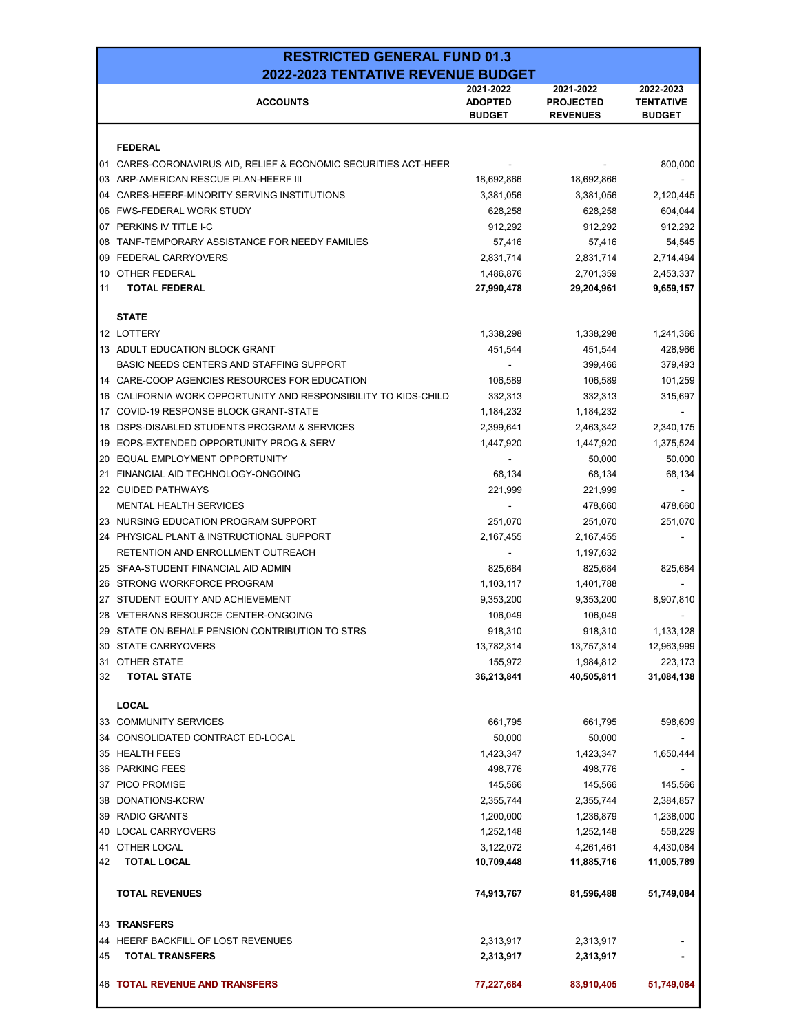# RESTRICTED GENERAL FUND 01.3
## 2022-2023 TENTATIVE REVENUE BUDGET

| | ACCOUNTS | 2021-2022 ADOPTED BUDGET | 2021-2022 PROJECTED REVENUES | 2022-2023 TENTATIVE BUDGET |
|---|---|---|---|---|
| | **FEDERAL** | | | |
| 01 | CARES-CORONAVIRUS AID, RELIEF & ECONOMIC SECURITIES ACT-HEER | - | - | 800,000 |
| 03 | ARP-AMERICAN RESCUE PLAN-HEERF III | 18,692,866 | 18,692,866 | - |
| 04 | CARES-HEERF-MINORITY SERVING INSTITUTIONS | 3,381,056 | 3,381,056 | 2,120,445 |
| 06 | FWS-FEDERAL WORK STUDY | 628,258 | 628,258 | 604,044 |
| 07 | PERKINS IV TITLE I-C | 912,292 | 912,292 | 912,292 |
| 08 | TANF-TEMPORARY ASSISTANCE FOR NEEDY FAMILIES | 57,416 | 57,416 | 54,545 |
| 09 | FEDERAL CARRYOVERS | 2,831,714 | 2,831,714 | 2,714,494 |
| 10 | OTHER FEDERAL | 1,486,876 | 2,701,359 | 2,453,337 |
| 11 | **TOTAL FEDERAL** | **27,990,478** | **29,204,961** | **9,659,157** |
| | **STATE** | | | |
| 12 | LOTTERY | 1,338,298 | 1,338,298 | 1,241,366 |
| 13 | ADULT EDUCATION BLOCK GRANT | 451,544 | 451,544 | 428,966 |
| | BASIC NEEDS CENTERS AND STAFFING SUPPORT | - | 399,466 | 379,493 |
| 14 | CARE-COOP AGENCIES RESOURCES FOR EDUCATION | 106,589 | 106,589 | 101,259 |
| 16 | CALIFORNIA WORK OPPORTUNITY AND RESPONSIBILITY TO KIDS-CHILD | 332,313 | 332,313 | 315,697 |
| 17 | COVID-19 RESPONSE BLOCK GRANT-STATE | 1,184,232 | 1,184,232 | - |
| 18 | DSPS-DISABLED STUDENTS PROGRAM & SERVICES | 2,399,641 | 2,463,342 | 2,340,175 |
| 19 | EOPS-EXTENDED OPPORTUNITY PROG & SERV | 1,447,920 | 1,447,920 | 1,375,524 |
| 20 | EQUAL EMPLOYMENT OPPORTUNITY | - | 50,000 | 50,000 |
| 21 | FINANCIAL AID TECHNOLOGY-ONGOING | 68,134 | 68,134 | 68,134 |
| 22 | GUIDED PATHWAYS | 221,999 | 221,999 | - |
| | MENTAL HEALTH SERVICES | - | 478,660 | 478,660 |
| 23 | NURSING EDUCATION PROGRAM SUPPORT | 251,070 | 251,070 | 251,070 |
| 24 | PHYSICAL PLANT & INSTRUCTIONAL SUPPORT | 2,167,455 | 2,167,455 | - |
| | RETENTION AND ENROLLMENT OUTREACH | - | 1,197,632 | |
| 25 | SFAA-STUDENT FINANCIAL AID ADMIN | 825,684 | 825,684 | 825,684 |
| 26 | STRONG WORKFORCE PROGRAM | 1,103,117 | 1,401,788 | - |
| 27 | STUDENT EQUITY AND ACHIEVEMENT | 9,353,200 | 9,353,200 | 8,907,810 |
| 28 | VETERANS RESOURCE CENTER-ONGOING | 106,049 | 106,049 | - |
| 29 | STATE ON-BEHALF PENSION CONTRIBUTION TO STRS | 918,310 | 918,310 | 1,133,128 |
| 30 | STATE CARRYOVERS | 13,782,314 | 13,757,314 | 12,963,999 |
| 31 | OTHER STATE | 155,972 | 1,984,812 | 223,173 |
| 32 | **TOTAL STATE** | **36,213,841** | **40,505,811** | **31,084,138** |
| | **LOCAL** | | | |
| 33 | COMMUNITY SERVICES | 661,795 | 661,795 | 598,609 |
| 34 | CONSOLIDATED CONTRACT ED-LOCAL | 50,000 | 50,000 | - |
| 35 | HEALTH FEES | 1,423,347 | 1,423,347 | 1,650,444 |
| 36 | PARKING FEES | 498,776 | 498,776 | - |
| 37 | PICO PROMISE | 145,566 | 145,566 | 145,566 |
| 38 | DONATIONS-KCRW | 2,355,744 | 2,355,744 | 2,384,857 |
| 39 | RADIO GRANTS | 1,200,000 | 1,236,879 | 1,238,000 |
| 40 | LOCAL CARRYOVERS | 1,252,148 | 1,252,148 | 558,229 |
| 41 | OTHER LOCAL | 3,122,072 | 4,261,461 | 4,430,084 |
| 42 | **TOTAL LOCAL** | **10,709,448** | **11,885,716** | **11,005,789** |
| | **TOTAL REVENUES** | **74,913,767** | **81,596,488** | **51,749,084** |
| 43 | **TRANSFERS** | | | |
| 44 | HEERF BACKFILL OF LOST REVENUES | 2,313,917 | 2,313,917 | - |
| 45 | **TOTAL TRANSFERS** | **2,313,917** | **2,313,917** | **-** |
| 46 | **TOTAL REVENUE AND TRANSFERS** | **77,227,684** | **83,910,405** | **51,749,084** |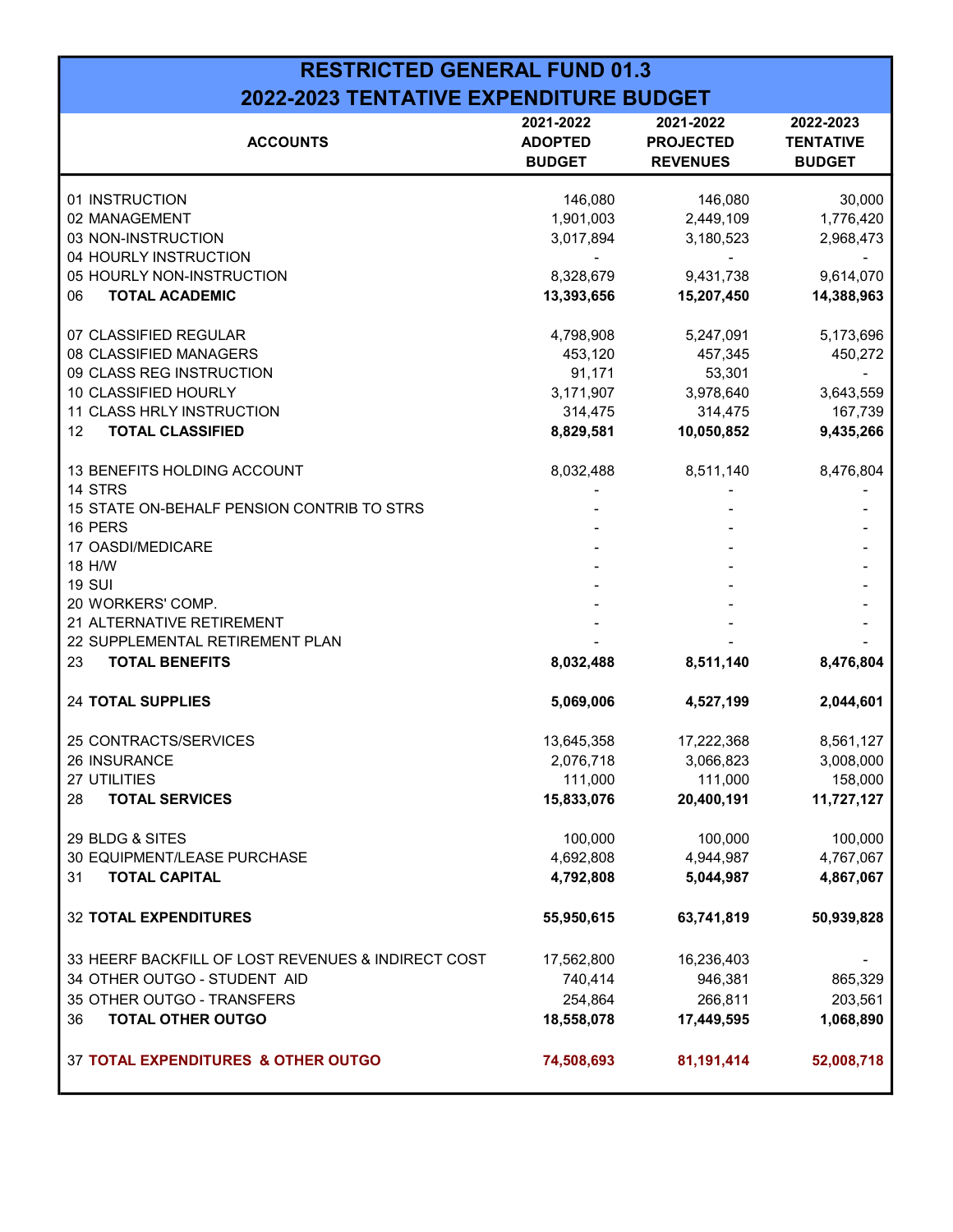# RESTRICTED GENERAL FUND 01.3
## 2022-2023 TENTATIVE EXPENDITURE BUDGET

| ACCOUNTS | 2021-2022 ADOPTED BUDGET | 2021-2022 PROJECTED REVENUES | 2022-2023 TENTATIVE BUDGET |
|---|---|---|---|
| 01 INSTRUCTION | 146,080 | 146,080 | 30,000 |
| 02 MANAGEMENT | 1,901,003 | 2,449,109 | 1,776,420 |
| 03 NON-INSTRUCTION | 3,017,894 | 3,180,523 | 2,968,473 |
| 04 HOURLY INSTRUCTION | - | - | - |
| 05 HOURLY NON-INSTRUCTION | 8,328,679 | 9,431,738 | 9,614,070 |
| 06 **TOTAL ACADEMIC** | **13,393,656** | **15,207,450** | **14,388,963** |
| 07 CLASSIFIED REGULAR | 4,798,908 | 5,247,091 | 5,173,696 |
| 08 CLASSIFIED MANAGERS | 453,120 | 457,345 | 450,272 |
| 09 CLASS REG INSTRUCTION | 91,171 | 53,301 | - |
| 10 CLASSIFIED HOURLY | 3,171,907 | 3,978,640 | 3,643,559 |
| 11 CLASS HRLY INSTRUCTION | 314,475 | 314,475 | 167,739 |
| 12 **TOTAL CLASSIFIED** | **8,829,581** | **10,050,852** | **9,435,266** |
| 13 BENEFITS HOLDING ACCOUNT | 8,032,488 | 8,511,140 | 8,476,804 |
| 14 STRS | - | - | - |
| 15 STATE ON-BEHALF PENSION CONTRIB TO STRS | - | - | - |
| 16 PERS | - | - | - |
| 17 OASDI/MEDICARE | - | - | - |
| 18 H/W | - | - | - |
| 19 SUI | - | - | - |
| 20 WORKERS' COMP. | - | - | - |
| 21 ALTERNATIVE RETIREMENT | - | - | - |
| 22 SUPPLEMENTAL RETIREMENT PLAN | - | - | - |
| 23 **TOTAL BENEFITS** | **8,032,488** | **8,511,140** | **8,476,804** |
| **24 TOTAL SUPPLIES** | **5,069,006** | **4,527,199** | **2,044,601** |
| 25 CONTRACTS/SERVICES | 13,645,358 | 17,222,368 | 8,561,127 |
| 26 INSURANCE | 2,076,718 | 3,066,823 | 3,008,000 |
| 27 UTILITIES | 111,000 | 111,000 | 158,000 |
| 28 **TOTAL SERVICES** | **15,833,076** | **20,400,191** | **11,727,127** |
| 29 BLDG & SITES | 100,000 | 100,000 | 100,000 |
| 30 EQUIPMENT/LEASE PURCHASE | 4,692,808 | 4,944,987 | 4,767,067 |
| 31 **TOTAL CAPITAL** | **4,792,808** | **5,044,987** | **4,867,067** |
| **32 TOTAL EXPENDITURES** | **55,950,615** | **63,741,819** | **50,939,828** |
| 33 HEERF BACKFILL OF LOST REVENUES & INDIRECT COST | 17,562,800 | 16,236,403 | - |
| 34 OTHER OUTGO - STUDENT AID | 740,414 | 946,381 | 865,329 |
| 35 OTHER OUTGO - TRANSFERS | 254,864 | 266,811 | 203,561 |
| 36 **TOTAL OTHER OUTGO** | **18,558,078** | **17,449,595** | **1,068,890** |
| **37 TOTAL EXPENDITURES & OTHER OUTGO** | **74,508,693** | **81,191,414** | **52,008,718** |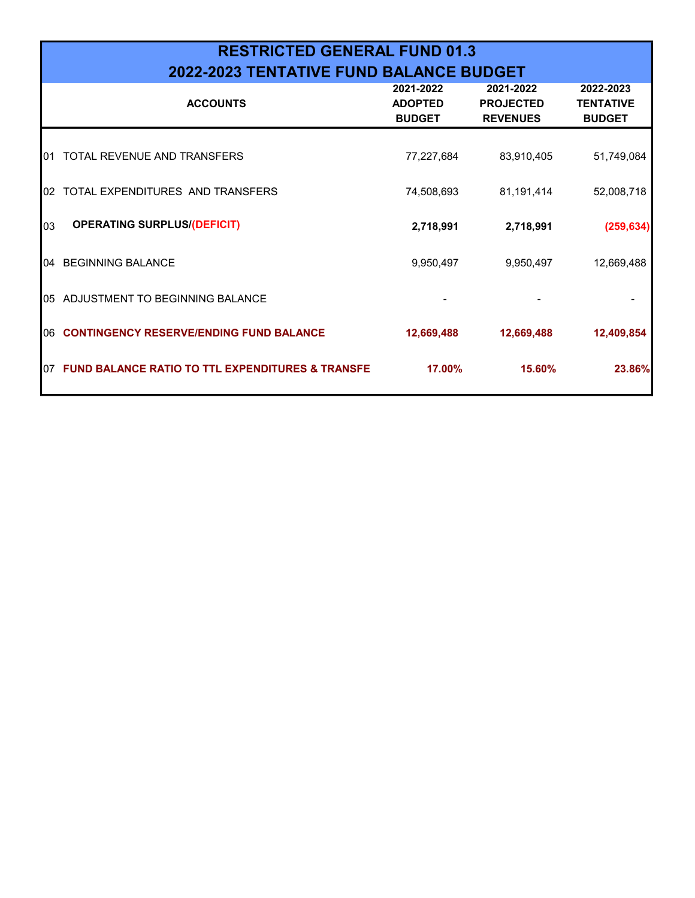# RESTRICTED GENERAL FUND 01.3
## 2022-2023 TENTATIVE FUND BALANCE BUDGET

| | ACCOUNTS | 2021-2022 ADOPTED BUDGET | 2021-2022 PROJECTED REVENUES | 2022-2023 TENTATIVE BUDGET |
|---|---|---|---|---|
| 01 | TOTAL REVENUE AND TRANSFERS | 77,227,684 | 83,910,405 | 51,749,084 |
| 02 | TOTAL EXPENDITURES AND TRANSFERS | 74,508,693 | 81,191,414 | 52,008,718 |
| 03 | **OPERATING SURPLUS/(DEFICIT)** | **2,718,991** | **2,718,991** | **(259,634)** |
| 04 | BEGINNING BALANCE | 9,950,497 | 9,950,497 | 12,669,488 |
| 05 | ADJUSTMENT TO BEGINNING BALANCE | - | - | - |
| 06 | **CONTINGENCY RESERVE/ENDING FUND BALANCE** | **12,669,488** | **12,669,488** | **12,409,854** |
| 07 | **FUND BALANCE RATIO TO TTL EXPENDITURES & TRANSFE** | **17.00%** | **15.60%** | **23.86%** |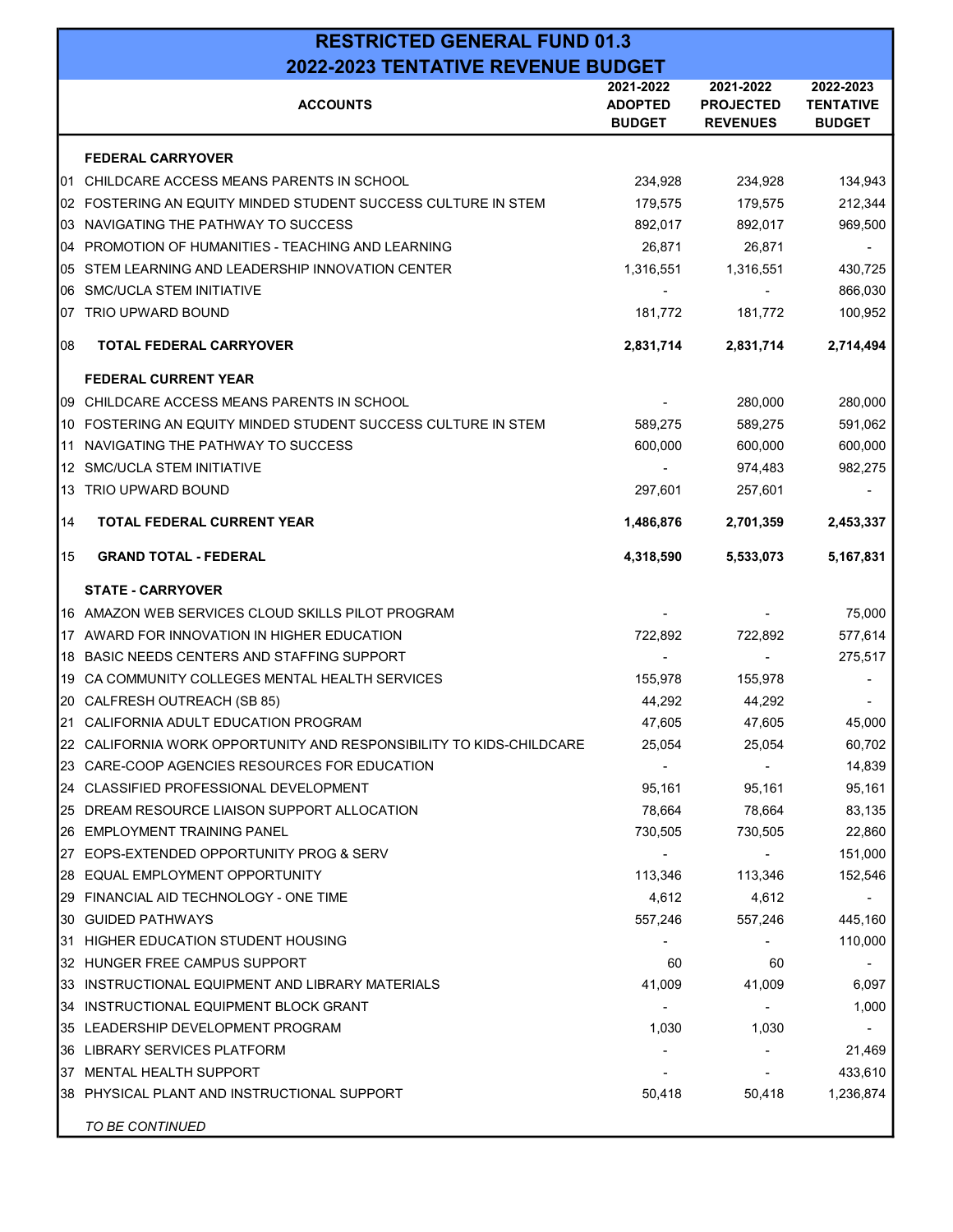# RESTRICTED GENERAL FUND 01.3
## 2022-2023 TENTATIVE REVENUE BUDGET

| | ACCOUNTS | 2021-2022 ADOPTED BUDGET | 2021-2022 PROJECTED REVENUES | 2022-2023 TENTATIVE BUDGET |
|---|---|---|---|---|
| | **FEDERAL CARRYOVER** | | | |
| 01 | CHILDCARE ACCESS MEANS PARENTS IN SCHOOL | 234,928 | 234,928 | 134,943 |
| 02 | FOSTERING AN EQUITY MINDED STUDENT SUCCESS CULTURE IN STEM | 179,575 | 179,575 | 212,344 |
| 03 | NAVIGATING THE PATHWAY TO SUCCESS | 892,017 | 892,017 | 969,500 |
| 04 | PROMOTION OF HUMANITIES - TEACHING AND LEARNING | 26,871 | 26,871 | - |
| 05 | STEM LEARNING AND LEADERSHIP INNOVATION CENTER | 1,316,551 | 1,316,551 | 430,725 |
| 06 | SMC/UCLA STEM INITIATIVE | - | - | 866,030 |
| 07 | TRIO UPWARD BOUND | 181,772 | 181,772 | 100,952 |
| 08 | **TOTAL FEDERAL CARRYOVER** | **2,831,714** | **2,831,714** | **2,714,494** |
| | **FEDERAL CURRENT YEAR** | | | |
| 09 | CHILDCARE ACCESS MEANS PARENTS IN SCHOOL | - | 280,000 | 280,000 |
| 10 | FOSTERING AN EQUITY MINDED STUDENT SUCCESS CULTURE IN STEM | 589,275 | 589,275 | 591,062 |
| 11 | NAVIGATING THE PATHWAY TO SUCCESS | 600,000 | 600,000 | 600,000 |
| 12 | SMC/UCLA STEM INITIATIVE | - | 974,483 | 982,275 |
| 13 | TRIO UPWARD BOUND | 297,601 | 257,601 | - |
| 14 | **TOTAL FEDERAL CURRENT YEAR** | **1,486,876** | **2,701,359** | **2,453,337** |
| 15 | **GRAND TOTAL - FEDERAL** | **4,318,590** | **5,533,073** | **5,167,831** |
| | **STATE - CARRYOVER** | | | |
| 16 | AMAZON WEB SERVICES CLOUD SKILLS PILOT PROGRAM | - | - | 75,000 |
| 17 | AWARD FOR INNOVATION IN HIGHER EDUCATION | 722,892 | 722,892 | 577,614 |
| 18 | BASIC NEEDS CENTERS AND STAFFING SUPPORT | - | - | 275,517 |
| 19 | CA COMMUNITY COLLEGES MENTAL HEALTH SERVICES | 155,978 | 155,978 | - |
| 20 | CALFRESH OUTREACH (SB 85) | 44,292 | 44,292 | - |
| 21 | CALIFORNIA ADULT EDUCATION PROGRAM | 47,605 | 47,605 | 45,000 |
| 22 | CALIFORNIA WORK OPPORTUNITY AND RESPONSIBILITY TO KIDS-CHILDCARE | 25,054 | 25,054 | 60,702 |
| 23 | CARE-COOP AGENCIES RESOURCES FOR EDUCATION | - | - | 14,839 |
| 24 | CLASSIFIED PROFESSIONAL DEVELOPMENT | 95,161 | 95,161 | 95,161 |
| 25 | DREAM RESOURCE LIAISON SUPPORT ALLOCATION | 78,664 | 78,664 | 83,135 |
| 26 | EMPLOYMENT TRAINING PANEL | 730,505 | 730,505 | 22,860 |
| 27 | EOPS-EXTENDED OPPORTUNITY PROG & SERV | - | - | 151,000 |
| 28 | EQUAL EMPLOYMENT OPPORTUNITY | 113,346 | 113,346 | 152,546 |
| 29 | FINANCIAL AID TECHNOLOGY - ONE TIME | 4,612 | 4,612 | - |
| 30 | GUIDED PATHWAYS | 557,246 | 557,246 | 445,160 |
| 31 | HIGHER EDUCATION STUDENT HOUSING | - | - | 110,000 |
| 32 | HUNGER FREE CAMPUS SUPPORT | 60 | 60 | - |
| 33 | INSTRUCTIONAL EQUIPMENT AND LIBRARY MATERIALS | 41,009 | 41,009 | 6,097 |
| 34 | INSTRUCTIONAL EQUIPMENT BLOCK GRANT | - | - | 1,000 |
| 35 | LEADERSHIP DEVELOPMENT PROGRAM | 1,030 | 1,030 | - |
| 36 | LIBRARY SERVICES PLATFORM | - | - | 21,469 |
| 37 | MENTAL HEALTH SUPPORT | - | - | 433,610 |
| 38 | PHYSICAL PLANT AND INSTRUCTIONAL SUPPORT | 50,418 | 50,418 | 1,236,874 |

*TO BE CONTINUED*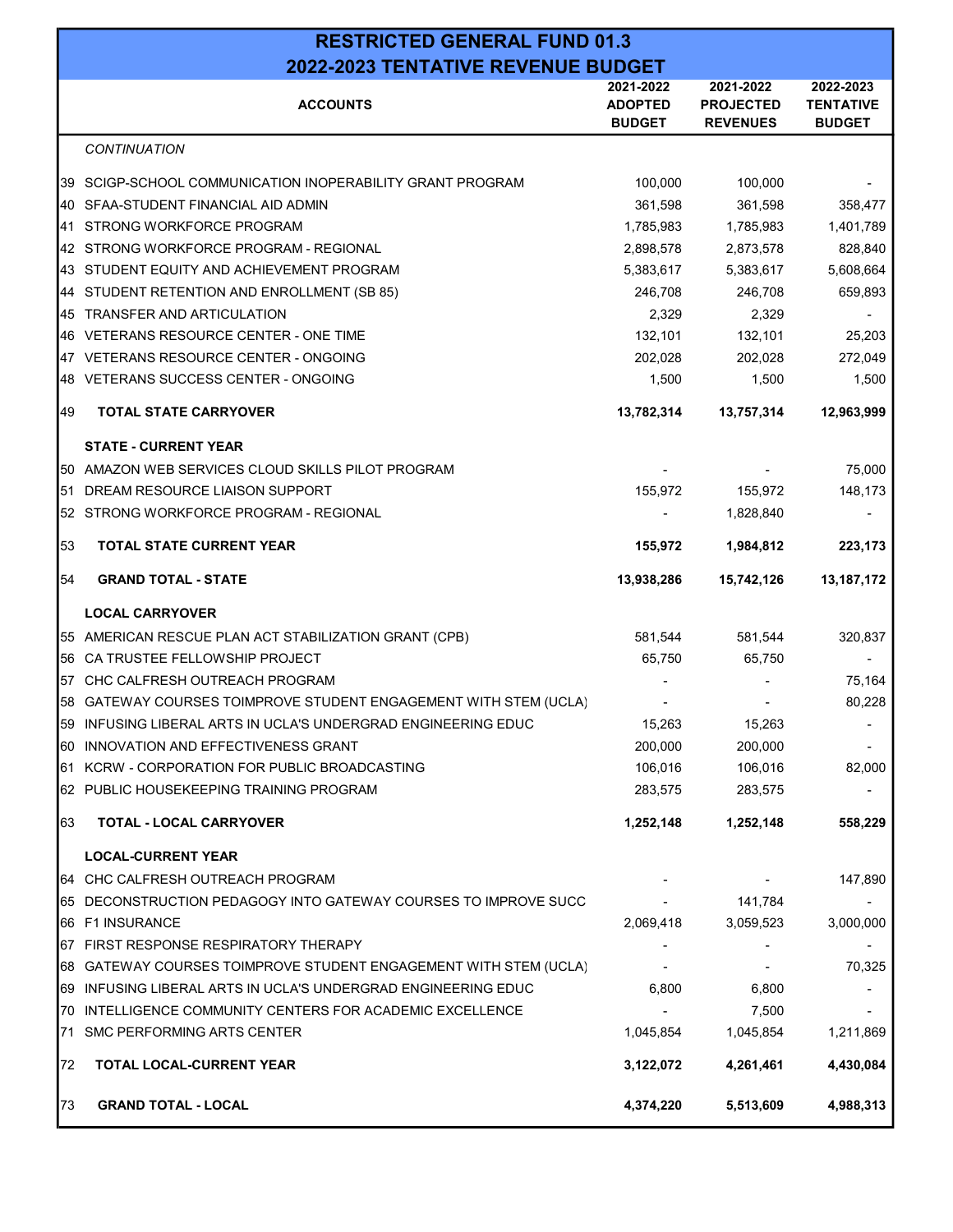# RESTRICTED GENERAL FUND 01.3
## 2022-2023 TENTATIVE REVENUE BUDGET

| | ACCOUNTS | 2021-2022 ADOPTED BUDGET | 2021-2022 PROJECTED REVENUES | 2022-2023 TENTATIVE BUDGET |
|---|---|---|---|---|
| | *CONTINUATION* | | | |
| 39 | SCIGP-SCHOOL COMMUNICATION INOPERABILITY GRANT PROGRAM | 100,000 | 100,000 | - |
| 40 | SFAA-STUDENT FINANCIAL AID ADMIN | 361,598 | 361,598 | 358,477 |
| 41 | STRONG WORKFORCE PROGRAM | 1,785,983 | 1,785,983 | 1,401,789 |
| 42 | STRONG WORKFORCE PROGRAM - REGIONAL | 2,898,578 | 2,873,578 | 828,840 |
| 43 | STUDENT EQUITY AND ACHIEVEMENT PROGRAM | 5,383,617 | 5,383,617 | 5,608,664 |
| 44 | STUDENT RETENTION AND ENROLLMENT (SB 85) | 246,708 | 246,708 | 659,893 |
| 45 | TRANSFER AND ARTICULATION | 2,329 | 2,329 | - |
| 46 | VETERANS RESOURCE CENTER - ONE TIME | 132,101 | 132,101 | 25,203 |
| 47 | VETERANS RESOURCE CENTER - ONGOING | 202,028 | 202,028 | 272,049 |
| 48 | VETERANS SUCCESS CENTER - ONGOING | 1,500 | 1,500 | 1,500 |
| 49 | **TOTAL STATE CARRYOVER** | **13,782,314** | **13,757,314** | **12,963,999** |
| | **STATE - CURRENT YEAR** | | | |
| 50 | AMAZON WEB SERVICES CLOUD SKILLS PILOT PROGRAM | - | - | 75,000 |
| 51 | DREAM RESOURCE LIAISON SUPPORT | 155,972 | 155,972 | 148,173 |
| 52 | STRONG WORKFORCE PROGRAM - REGIONAL | - | 1,828,840 | - |
| 53 | **TOTAL STATE CURRENT YEAR** | **155,972** | **1,984,812** | **223,173** |
| 54 | **GRAND TOTAL - STATE** | **13,938,286** | **15,742,126** | **13,187,172** |
| | **LOCAL CARRYOVER** | | | |
| 55 | AMERICAN RESCUE PLAN ACT STABILIZATION GRANT (CPB) | 581,544 | 581,544 | 320,837 |
| 56 | CA TRUSTEE FELLOWSHIP PROJECT | 65,750 | 65,750 | - |
| 57 | CHC CALFRESH OUTREACH PROGRAM | - | - | 75,164 |
| 58 | GATEWAY COURSES TOIMPROVE STUDENT ENGAGEMENT WITH STEM (UCLA) | - | - | 80,228 |
| 59 | INFUSING LIBERAL ARTS IN UCLA'S UNDERGRAD ENGINEERING EDUC | 15,263 | 15,263 | - |
| 60 | INNOVATION AND EFFECTIVENESS GRANT | 200,000 | 200,000 | - |
| 61 | KCRW - CORPORATION FOR PUBLIC BROADCASTING | 106,016 | 106,016 | 82,000 |
| 62 | PUBLIC HOUSEKEEPING TRAINING PROGRAM | 283,575 | 283,575 | - |
| 63 | **TOTAL - LOCAL CARRYOVER** | **1,252,148** | **1,252,148** | **558,229** |
| | **LOCAL-CURRENT YEAR** | | | |
| 64 | CHC CALFRESH OUTREACH PROGRAM | - | - | 147,890 |
| 65 | DECONSTRUCTION PEDAGOGY INTO GATEWAY COURSES TO IMPROVE SUCC | - | 141,784 | - |
| 66 | F1 INSURANCE | 2,069,418 | 3,059,523 | 3,000,000 |
| 67 | FIRST RESPONSE RESPIRATORY THERAPY | - | - | - |
| 68 | GATEWAY COURSES TOIMPROVE STUDENT ENGAGEMENT WITH STEM (UCLA) | - | - | 70,325 |
| 69 | INFUSING LIBERAL ARTS IN UCLA'S UNDERGRAD ENGINEERING EDUC | 6,800 | 6,800 | - |
| 70 | INTELLIGENCE COMMUNITY CENTERS FOR ACADEMIC EXCELLENCE | - | 7,500 | - |
| 71 | SMC PERFORMING ARTS CENTER | 1,045,854 | 1,045,854 | 1,211,869 |
| 72 | **TOTAL LOCAL-CURRENT YEAR** | **3,122,072** | **4,261,461** | **4,430,084** |
| 73 | **GRAND TOTAL - LOCAL** | **4,374,220** | **5,513,609** | **4,988,313** |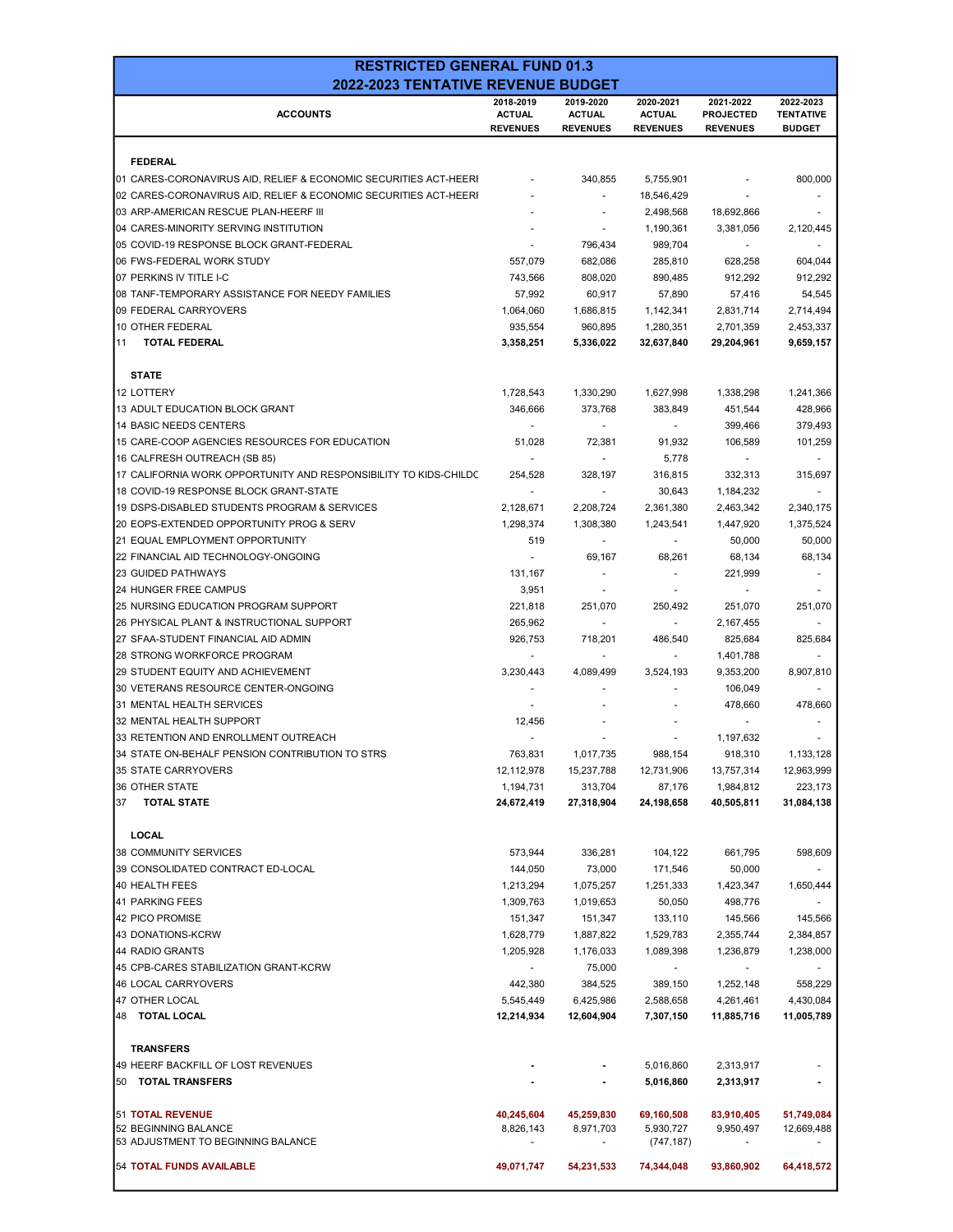# RESTRICTED GENERAL FUND 01.3
## 2022-2023 TENTATIVE REVENUE BUDGET

| ACCOUNTS | 2018-2019 ACTUAL REVENUES | 2019-2020 ACTUAL REVENUES | 2020-2021 ACTUAL REVENUES | 2021-2022 PROJECTED REVENUES | 2022-2023 TENTATIVE BUDGET |
|---|---|---|---|---|---|
| **FEDERAL** | | | | | |
| 01 CARES-CORONAVIRUS AID, RELIEF & ECONOMIC SECURITIES ACT-HEERI | - | 340,855 | 5,755,901 | - | 800,000 |
| 02 CARES-CORONAVIRUS AID, RELIEF & ECONOMIC SECURITIES ACT-HEERI | - | - | 18,546,429 | - | - |
| 03 ARP-AMERICAN RESCUE PLAN-HEERF III | - | - | 2,498,568 | 18,692,866 | - |
| 04 CARES-MINORITY SERVING INSTITUTION | - | - | 1,190,361 | 3,381,056 | 2,120,445 |
| 05 COVID-19 RESPONSE BLOCK GRANT-FEDERAL | - | 796,434 | 989,704 | - | - |
| 06 FWS-FEDERAL WORK STUDY | 557,079 | 682,086 | 285,810 | 628,258 | 604,044 |
| 07 PERKINS IV TITLE I-C | 743,566 | 808,020 | 890,485 | 912,292 | 912,292 |
| 08 TANF-TEMPORARY ASSISTANCE FOR NEEDY FAMILIES | 57,992 | 60,917 | 57,890 | 57,416 | 54,545 |
| 09 FEDERAL CARRYOVERS | 1,064,060 | 1,686,815 | 1,142,341 | 2,831,714 | 2,714,494 |
| 10 OTHER FEDERAL | 935,554 | 960,895 | 1,280,351 | 2,701,359 | 2,453,337 |
| 11 **TOTAL FEDERAL** | **3,358,251** | **5,336,022** | **32,637,840** | **29,204,961** | **9,659,157** |
| **STATE** | | | | | |
| 12 LOTTERY | 1,728,543 | 1,330,290 | 1,627,998 | 1,338,298 | 1,241,366 |
| 13 ADULT EDUCATION BLOCK GRANT | 346,666 | 373,768 | 383,849 | 451,544 | 428,966 |
| 14 BASIC NEEDS CENTERS | - | - | - | 399,466 | 379,493 |
| 15 CARE-COOP AGENCIES RESOURCES FOR EDUCATION | 51,028 | 72,381 | 91,932 | 106,589 | 101,259 |
| 16 CALFRESH OUTREACH (SB 85) | - | - | 5,778 | - | - |
| 17 CALIFORNIA WORK OPPORTUNITY AND RESPONSIBILITY TO KIDS-CHILDC | 254,528 | 328,197 | 316,815 | 332,313 | 315,697 |
| 18 COVID-19 RESPONSE BLOCK GRANT-STATE | - | - | 30,643 | 1,184,232 | - |
| 19 DSPS-DISABLED STUDENTS PROGRAM & SERVICES | 2,128,671 | 2,208,724 | 2,361,380 | 2,463,342 | 2,340,175 |
| 20 EOPS-EXTENDED OPPORTUNITY PROG & SERV | 1,298,374 | 1,308,380 | 1,243,541 | 1,447,920 | 1,375,524 |
| 21 EQUAL EMPLOYMENT OPPORTUNITY | 519 | - | - | 50,000 | 50,000 |
| 22 FINANCIAL AID TECHNOLOGY-ONGOING | - | 69,167 | 68,261 | 68,134 | 68,134 |
| 23 GUIDED PATHWAYS | 131,167 | - | - | 221,999 | - |
| 24 HUNGER FREE CAMPUS | 3,951 | - | - | - | - |
| 25 NURSING EDUCATION PROGRAM SUPPORT | 221,818 | 251,070 | 250,492 | 251,070 | 251,070 |
| 26 PHYSICAL PLANT & INSTRUCTIONAL SUPPORT | 265,962 | - | - | 2,167,455 | - |
| 27 SFAA-STUDENT FINANCIAL AID ADMIN | 926,753 | 718,201 | 486,540 | 825,684 | 825,684 |
| 28 STRONG WORKFORCE PROGRAM | - | - | - | 1,401,788 | - |
| 29 STUDENT EQUITY AND ACHIEVEMENT | 3,230,443 | 4,089,499 | 3,524,193 | 9,353,200 | 8,907,810 |
| 30 VETERANS RESOURCE CENTER-ONGOING | - | - | - | 106,049 | - |
| 31 MENTAL HEALTH SERVICES | - | - | - | 478,660 | 478,660 |
| 32 MENTAL HEALTH SUPPORT | 12,456 | - | - | - | - |
| 33 RETENTION AND ENROLLMENT OUTREACH | - | - | - | 1,197,632 | - |
| 34 STATE ON-BEHALF PENSION CONTRIBUTION TO STRS | 763,831 | 1,017,735 | 988,154 | 918,310 | 1,133,128 |
| 35 STATE CARRYOVERS | 12,112,978 | 15,237,788 | 12,731,906 | 13,757,314 | 12,963,999 |
| 36 OTHER STATE | 1,194,731 | 313,704 | 87,176 | 1,984,812 | 223,173 |
| 37 **TOTAL STATE** | **24,672,419** | **27,318,904** | **24,198,658** | **40,505,811** | **31,084,138** |
| **LOCAL** | | | | | |
| 38 COMMUNITY SERVICES | 573,944 | 336,281 | 104,122 | 661,795 | 598,609 |
| 39 CONSOLIDATED CONTRACT ED-LOCAL | 144,050 | 73,000 | 171,546 | 50,000 | - |
| 40 HEALTH FEES | 1,213,294 | 1,075,257 | 1,251,333 | 1,423,347 | 1,650,444 |
| 41 PARKING FEES | 1,309,763 | 1,019,653 | 50,050 | 498,776 | - |
| 42 PICO PROMISE | 151,347 | 151,347 | 133,110 | 145,566 | 145,566 |
| 43 DONATIONS-KCRW | 1,628,779 | 1,887,822 | 1,529,783 | 2,355,744 | 2,384,857 |
| 44 RADIO GRANTS | 1,205,928 | 1,176,033 | 1,089,398 | 1,236,879 | 1,238,000 |
| 45 CPB-CARES STABILIZATION GRANT-KCRW | - | 75,000 | - | - | - |
| 46 LOCAL CARRYOVERS | 442,380 | 384,525 | 389,150 | 1,252,148 | 558,229 |
| 47 OTHER LOCAL | 5,545,449 | 6,425,986 | 2,588,658 | 4,261,461 | 4,430,084 |
| 48 **TOTAL LOCAL** | **12,214,934** | **12,604,904** | **7,307,150** | **11,885,716** | **11,005,789** |
| **TRANSFERS** | | | | | |
| 49 HEERF BACKFILL OF LOST REVENUES | - | - | 5,016,860 | 2,313,917 | - |
| 50 **TOTAL TRANSFERS** | **-** | **-** | **5,016,860** | **2,313,917** | **-** |
| 51 **TOTAL REVENUE** | **40,245,604** | **45,259,830** | **69,160,508** | **83,910,405** | **51,749,084** |
| 52 BEGINNING BALANCE | 8,826,143 | 8,971,703 | 5,930,727 | 9,950,497 | 12,669,488 |
| 53 ADJUSTMENT TO BEGINNING BALANCE | - | - | (747,187) | - | - |
| 54 **TOTAL FUNDS AVAILABLE** | **49,071,747** | **54,231,533** | **74,344,048** | **93,860,902** | **64,418,572** |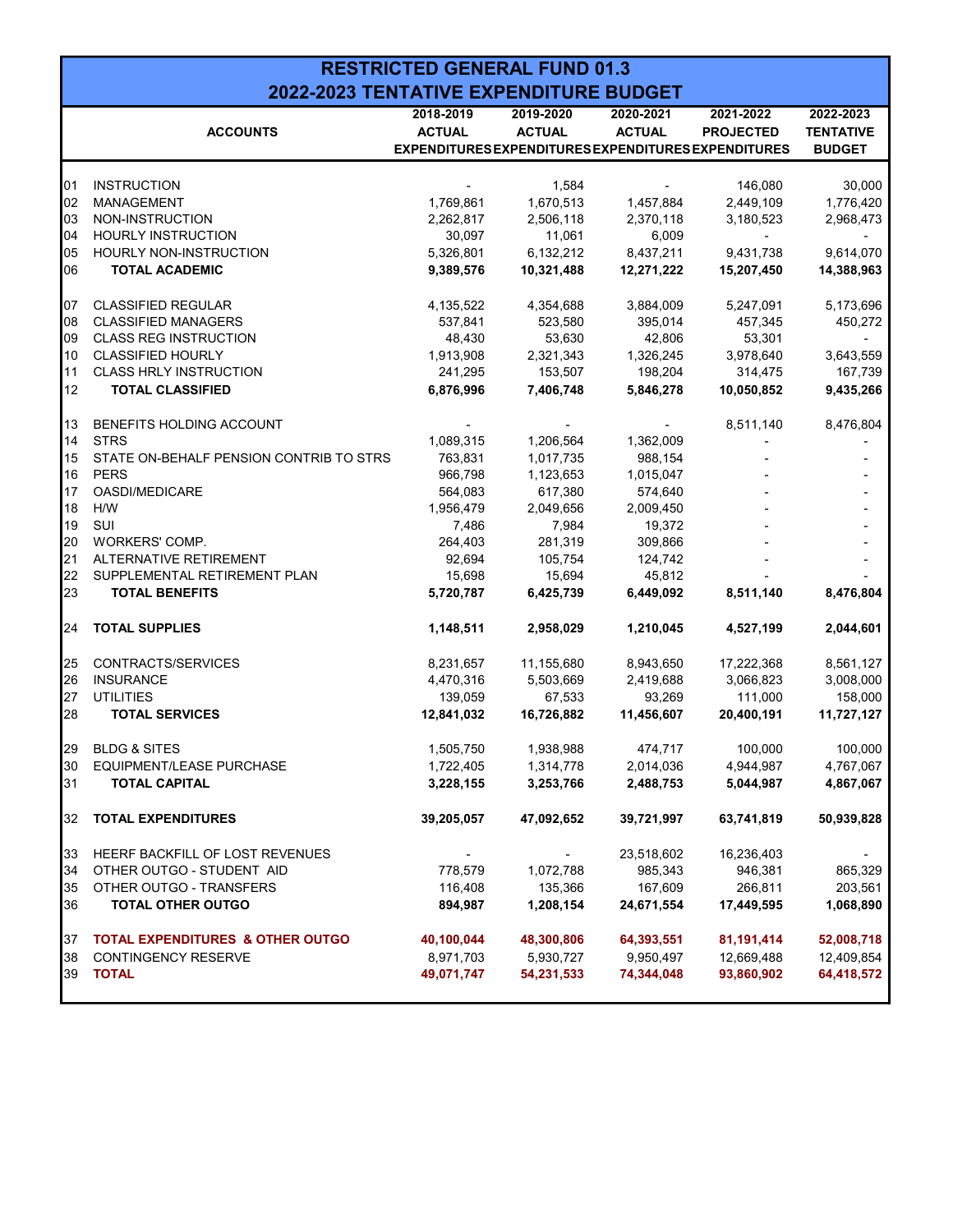# RESTRICTED GENERAL FUND 01.3
## 2022-2023 TENTATIVE EXPENDITURE BUDGET

| | ACCOUNTS | 2018-2019 ACTUAL EXPENDITURES | 2019-2020 ACTUAL EXPENDITURES | 2020-2021 ACTUAL EXPENDITURES | 2021-2022 PROJECTED EXPENDITURES | 2022-2023 TENTATIVE BUDGET |
|---|---|---|---|---|---|---|
| 01 | INSTRUCTION | - | 1,584 | - | 146,080 | 30,000 |
| 02 | MANAGEMENT | 1,769,861 | 1,670,513 | 1,457,884 | 2,449,109 | 1,776,420 |
| 03 | NON-INSTRUCTION | 2,262,817 | 2,506,118 | 2,370,118 | 3,180,523 | 2,968,473 |
| 04 | HOURLY INSTRUCTION | 30,097 | 11,061 | 6,009 | - | - |
| 05 | HOURLY NON-INSTRUCTION | 5,326,801 | 6,132,212 | 8,437,211 | 9,431,738 | 9,614,070 |
| 06 | **TOTAL ACADEMIC** | **9,389,576** | **10,321,488** | **12,271,222** | **15,207,450** | **14,388,963** |
| 07 | CLASSIFIED REGULAR | 4,135,522 | 4,354,688 | 3,884,009 | 5,247,091 | 5,173,696 |
| 08 | CLASSIFIED MANAGERS | 537,841 | 523,580 | 395,014 | 457,345 | 450,272 |
| 09 | CLASS REG INSTRUCTION | 48,430 | 53,630 | 42,806 | 53,301 | - |
| 10 | CLASSIFIED HOURLY | 1,913,908 | 2,321,343 | 1,326,245 | 3,978,640 | 3,643,559 |
| 11 | CLASS HRLY INSTRUCTION | 241,295 | 153,507 | 198,204 | 314,475 | 167,739 |
| 12 | **TOTAL CLASSIFIED** | **6,876,996** | **7,406,748** | **5,846,278** | **10,050,852** | **9,435,266** |
| 13 | BENEFITS HOLDING ACCOUNT | - | - | - | 8,511,140 | 8,476,804 |
| 14 | STRS | 1,089,315 | 1,206,564 | 1,362,009 | - | - |
| 15 | STATE ON-BEHALF PENSION CONTRIB TO STRS | 763,831 | 1,017,735 | 988,154 | - | - |
| 16 | PERS | 966,798 | 1,123,653 | 1,015,047 | - | - |
| 17 | OASDI/MEDICARE | 564,083 | 617,380 | 574,640 | - | - |
| 18 | H/W | 1,956,479 | 2,049,656 | 2,009,450 | - | - |
| 19 | SUI | 7,486 | 7,984 | 19,372 | - | - |
| 20 | WORKERS' COMP. | 264,403 | 281,319 | 309,866 | - | - |
| 21 | ALTERNATIVE RETIREMENT | 92,694 | 105,754 | 124,742 | - | - |
| 22 | SUPPLEMENTAL RETIREMENT PLAN | 15,698 | 15,694 | 45,812 | - | - |
| 23 | **TOTAL BENEFITS** | **5,720,787** | **6,425,739** | **6,449,092** | **8,511,140** | **8,476,804** |
| 24 | **TOTAL SUPPLIES** | **1,148,511** | **2,958,029** | **1,210,045** | **4,527,199** | **2,044,601** |
| 25 | CONTRACTS/SERVICES | 8,231,657 | 11,155,680 | 8,943,650 | 17,222,368 | 8,561,127 |
| 26 | INSURANCE | 4,470,316 | 5,503,669 | 2,419,688 | 3,066,823 | 3,008,000 |
| 27 | UTILITIES | 139,059 | 67,533 | 93,269 | 111,000 | 158,000 |
| 28 | **TOTAL SERVICES** | **12,841,032** | **16,726,882** | **11,456,607** | **20,400,191** | **11,727,127** |
| 29 | BLDG & SITES | 1,505,750 | 1,938,988 | 474,717 | 100,000 | 100,000 |
| 30 | EQUIPMENT/LEASE PURCHASE | 1,722,405 | 1,314,778 | 2,014,036 | 4,944,987 | 4,767,067 |
| 31 | **TOTAL CAPITAL** | **3,228,155** | **3,253,766** | **2,488,753** | **5,044,987** | **4,867,067** |
| 32 | **TOTAL EXPENDITURES** | **39,205,057** | **47,092,652** | **39,721,997** | **63,741,819** | **50,939,828** |
| 33 | HEERF BACKFILL OF LOST REVENUES | - | - | 23,518,602 | 16,236,403 | - |
| 34 | OTHER OUTGO - STUDENT AID | 778,579 | 1,072,788 | 985,343 | 946,381 | 865,329 |
| 35 | OTHER OUTGO - TRANSFERS | 116,408 | 135,366 | 167,609 | 266,811 | 203,561 |
| 36 | **TOTAL OTHER OUTGO** | **894,987** | **1,208,154** | **24,671,554** | **17,449,595** | **1,068,890** |
| 37 | **TOTAL EXPENDITURES & OTHER OUTGO** | **40,100,044** | **48,300,806** | **64,393,551** | **81,191,414** | **52,008,718** |
| 38 | CONTINGENCY RESERVE | 8,971,703 | 5,930,727 | 9,950,497 | 12,669,488 | 12,409,854 |
| 39 | **TOTAL** | **49,071,747** | **54,231,533** | **74,344,048** | **93,860,902** | **64,418,572** |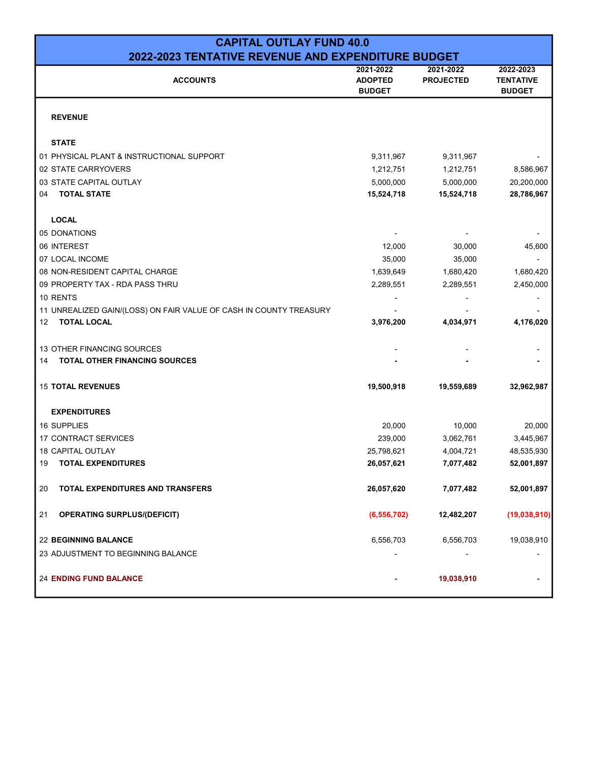# CAPITAL OUTLAY FUND 40.0

## 2022-2023 TENTATIVE REVENUE AND EXPENDITURE BUDGET

| ACCOUNTS | 2021-2022 ADOPTED BUDGET | 2021-2022 PROJECTED | 2022-2023 TENTATIVE BUDGET |
|---|---|---|---|
| **REVENUE** | | | |
| **STATE** | | | |
| 01 PHYSICAL PLANT & INSTRUCTIONAL SUPPORT | 9,311,967 | 9,311,967 | - |
| 02 STATE CARRYOVERS | 1,212,751 | 1,212,751 | 8,586,967 |
| 03 STATE CAPITAL OUTLAY | 5,000,000 | 5,000,000 | 20,200,000 |
| 04 **TOTAL STATE** | **15,524,718** | **15,524,718** | **28,786,967** |
| **LOCAL** | | | |
| 05 DONATIONS | - | - | - |
| 06 INTEREST | 12,000 | 30,000 | 45,600 |
| 07 LOCAL INCOME | 35,000 | 35,000 | - |
| 08 NON-RESIDENT CAPITAL CHARGE | 1,639,649 | 1,680,420 | 1,680,420 |
| 09 PROPERTY TAX - RDA PASS THRU | 2,289,551 | 2,289,551 | 2,450,000 |
| 10 RENTS | - | - | - |
| 11 UNREALIZED GAIN/(LOSS) ON FAIR VALUE OF CASH IN COUNTY TREASURY | - | - | - |
| 12 **TOTAL LOCAL** | **3,976,200** | **4,034,971** | **4,176,020** |
| 13 OTHER FINANCING SOURCES | - | - | - |
| 14 **TOTAL OTHER FINANCING SOURCES** | **-** | **-** | **-** |
| 15 **TOTAL REVENUES** | **19,500,918** | **19,559,689** | **32,962,987** |
| **EXPENDITURES** | | | |
| 16 SUPPLIES | 20,000 | 10,000 | 20,000 |
| 17 CONTRACT SERVICES | 239,000 | 3,062,761 | 3,445,967 |
| 18 CAPITAL OUTLAY | 25,798,621 | 4,004,721 | 48,535,930 |
| 19 **TOTAL EXPENDITURES** | **26,057,621** | **7,077,482** | **52,001,897** |
| 20 **TOTAL EXPENDITURES AND TRANSFERS** | **26,057,620** | **7,077,482** | **52,001,897** |
| 21 **OPERATING SURPLUS/(DEFICIT)** | **(6,556,702)** | **12,482,207** | **(19,038,910)** |
| 22 **BEGINNING BALANCE** | 6,556,703 | 6,556,703 | 19,038,910 |
| 23 ADJUSTMENT TO BEGINNING BALANCE | - | - | - |
| 24 **ENDING FUND BALANCE** | **-** | **19,038,910** | **-** |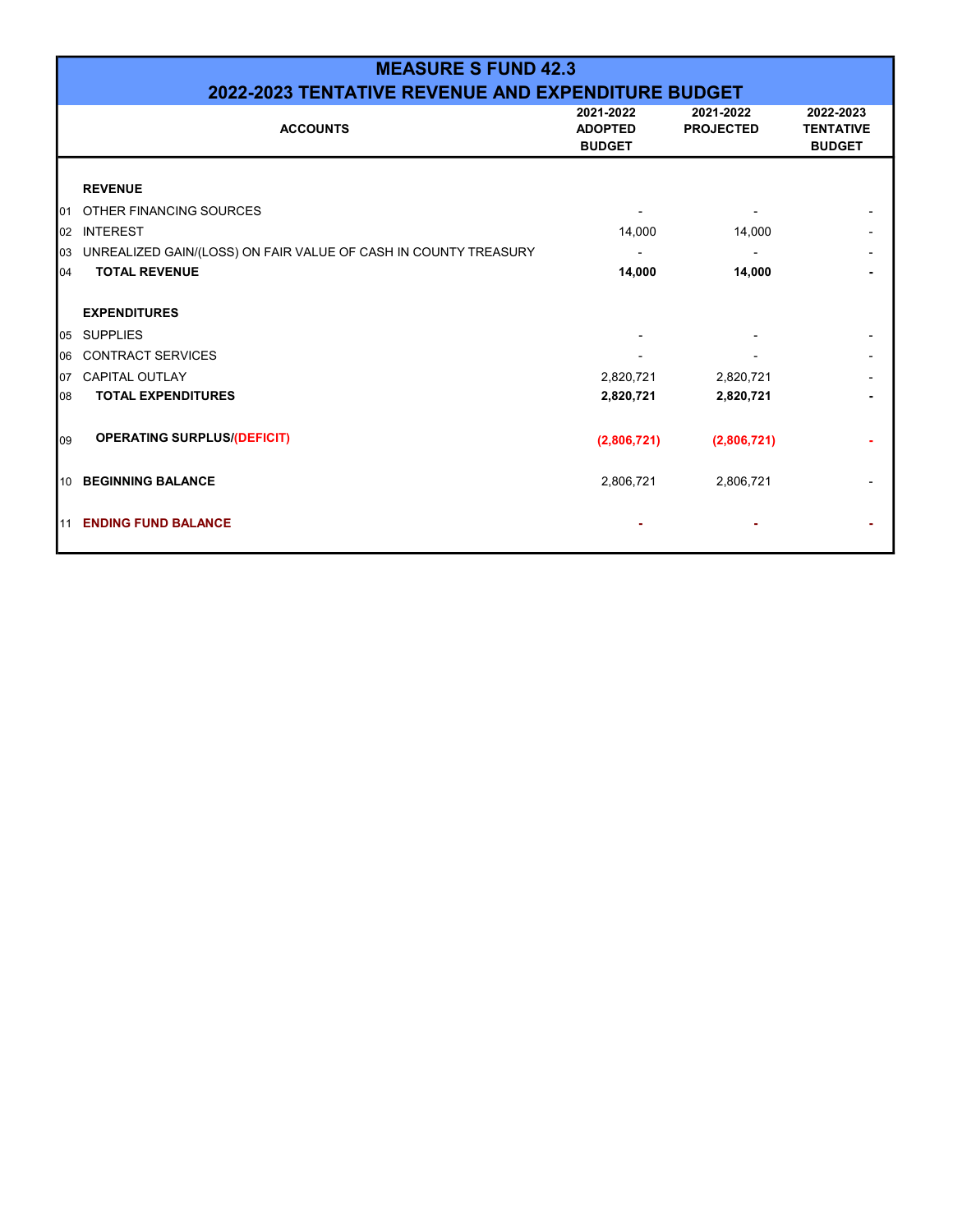# MEASURE S FUND 42.3

## 2022-2023 TENTATIVE REVENUE AND EXPENDITURE BUDGET

| | ACCOUNTS | 2021-2022 ADOPTED BUDGET | 2021-2022 PROJECTED | 2022-2023 TENTATIVE BUDGET |
|---|---|---|---|---|
| | **REVENUE** | | | |
| 01 | OTHER FINANCING SOURCES | - | - | - |
| 02 | INTEREST | 14,000 | 14,000 | - |
| 03 | UNREALIZED GAIN/(LOSS) ON FAIR VALUE OF CASH IN COUNTY TREASURY | - | - | - |
| 04 | **TOTAL REVENUE** | **14,000** | **14,000** | **-** |
| | **EXPENDITURES** | | | |
| 05 | SUPPLIES | - | - | - |
| 06 | CONTRACT SERVICES | - | - | - |
| 07 | CAPITAL OUTLAY | 2,820,721 | 2,820,721 | - |
| 08 | **TOTAL EXPENDITURES** | **2,820,721** | **2,820,721** | **-** |
| 09 | **OPERATING SURPLUS/(DEFICIT)** | **(2,806,721)** | **(2,806,721)** | **-** |
| 10 | **BEGINNING BALANCE** | 2,806,721 | 2,806,721 | - |
| 11 | **ENDING FUND BALANCE** | **-** | **-** | **-** |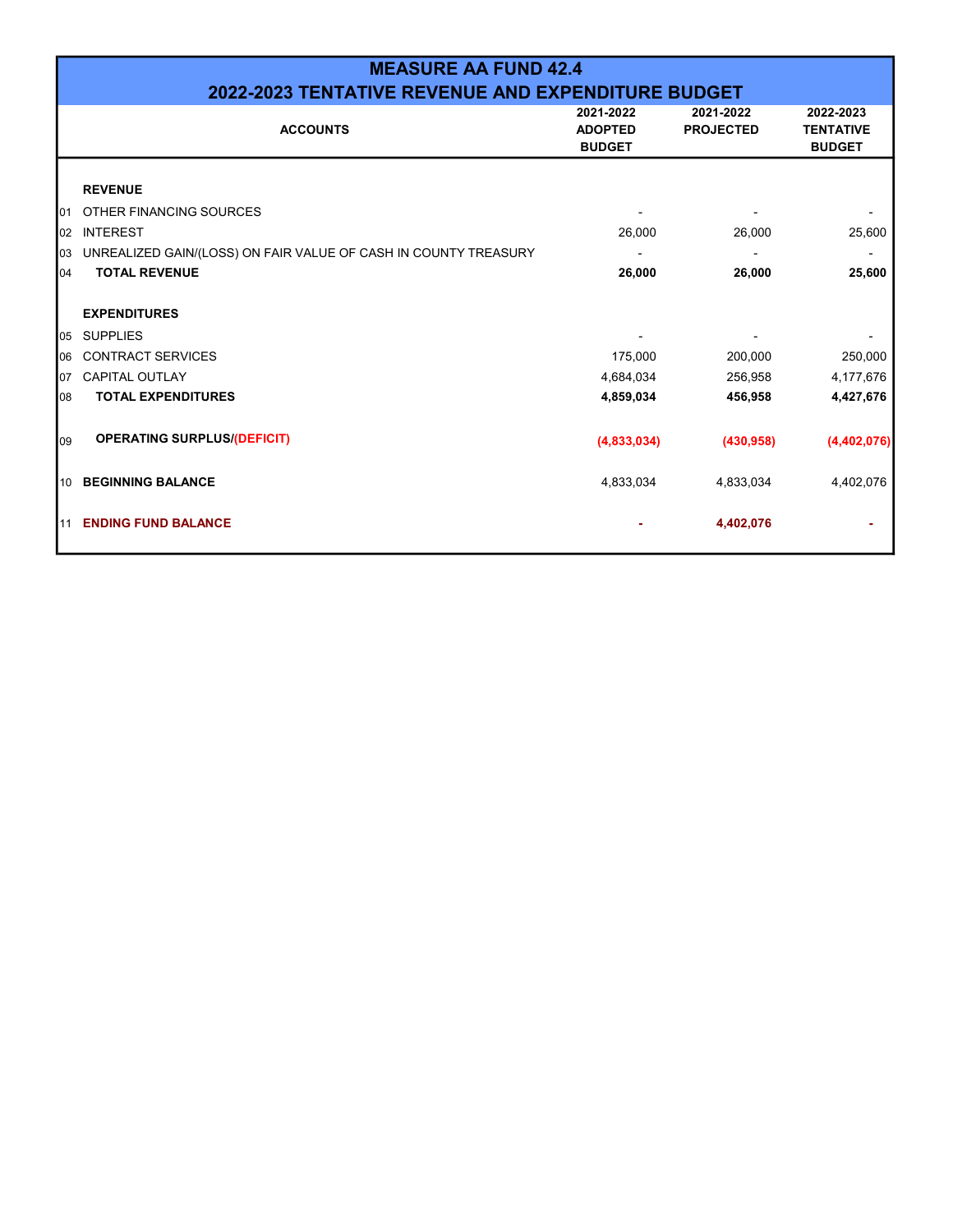# MEASURE AA FUND 42.4
## 2022-2023 TENTATIVE REVENUE AND EXPENDITURE BUDGET

| | ACCOUNTS | 2021-2022 ADOPTED BUDGET | 2021-2022 PROJECTED | 2022-2023 TENTATIVE BUDGET |
|---|---|---|---|---|
| | **REVENUE** | | | |
| 01 | OTHER FINANCING SOURCES | - | - | - |
| 02 | INTEREST | 26,000 | 26,000 | 25,600 |
| 03 | UNREALIZED GAIN/(LOSS) ON FAIR VALUE OF CASH IN COUNTY TREASURY | - | - | - |
| 04 | **TOTAL REVENUE** | **26,000** | **26,000** | **25,600** |
| | **EXPENDITURES** | | | |
| 05 | SUPPLIES | - | - | - |
| 06 | CONTRACT SERVICES | 175,000 | 200,000 | 250,000 |
| 07 | CAPITAL OUTLAY | 4,684,034 | 256,958 | 4,177,676 |
| 08 | **TOTAL EXPENDITURES** | **4,859,034** | **456,958** | **4,427,676** |
| 09 | **OPERATING SURPLUS/(DEFICIT)** | **(4,833,034)** | **(430,958)** | **(4,402,076)** |
| 10 | **BEGINNING BALANCE** | 4,833,034 | 4,833,034 | 4,402,076 |
| 11 | **ENDING FUND BALANCE** | **-** | **4,402,076** | **-** |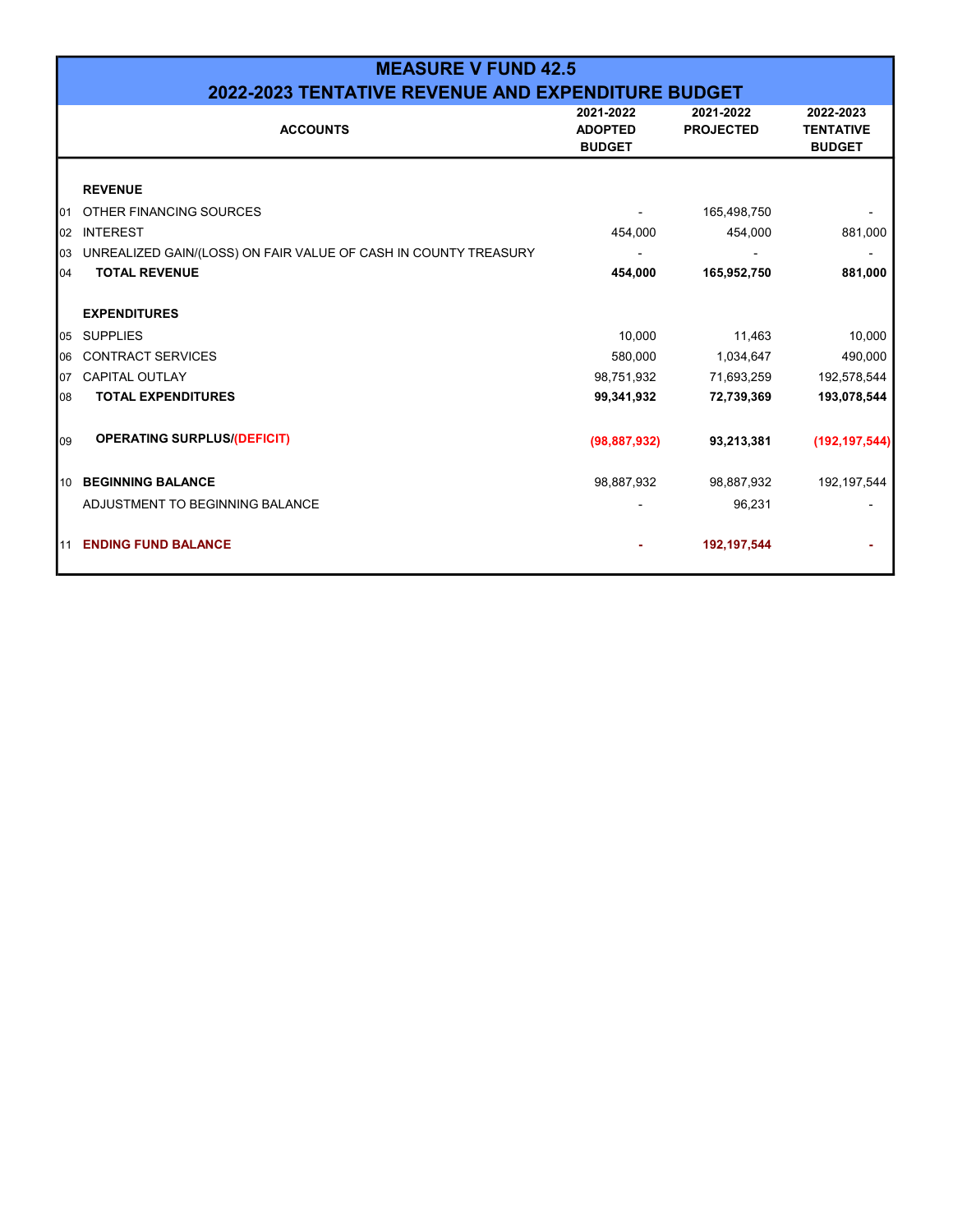# MEASURE V FUND 42.5

## 2022-2023 TENTATIVE REVENUE AND EXPENDITURE BUDGET

| | ACCOUNTS | 2021-2022 ADOPTED BUDGET | 2021-2022 PROJECTED | 2022-2023 TENTATIVE BUDGET |
|---|---|---|---|---|
| | **REVENUE** | | | |
| 01 | OTHER FINANCING SOURCES | - | 165,498,750 | - |
| 02 | INTEREST | 454,000 | 454,000 | 881,000 |
| 03 | UNREALIZED GAIN/(LOSS) ON FAIR VALUE OF CASH IN COUNTY TREASURY | - | - | - |
| 04 | **TOTAL REVENUE** | **454,000** | **165,952,750** | **881,000** |
| | **EXPENDITURES** | | | |
| 05 | SUPPLIES | 10,000 | 11,463 | 10,000 |
| 06 | CONTRACT SERVICES | 580,000 | 1,034,647 | 490,000 |
| 07 | CAPITAL OUTLAY | 98,751,932 | 71,693,259 | 192,578,544 |
| 08 | **TOTAL EXPENDITURES** | **99,341,932** | **72,739,369** | **193,078,544** |
| 09 | **OPERATING SURPLUS/(DEFICIT)** | **(98,887,932)** | **93,213,381** | **(192,197,544)** |
| 10 | **BEGINNING BALANCE** | 98,887,932 | 98,887,932 | 192,197,544 |
| | ADJUSTMENT TO BEGINNING BALANCE | - | 96,231 | - |
| 11 | **ENDING FUND BALANCE** | **-** | **192,197,544** | **-** |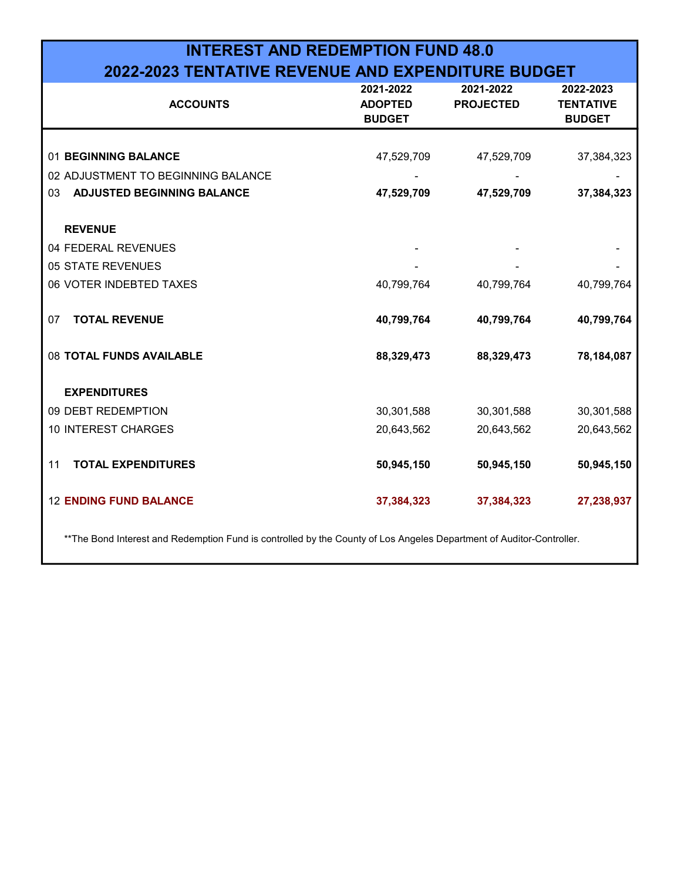# INTEREST AND REDEMPTION FUND 48.0
## 2022-2023 TENTATIVE REVENUE AND EXPENDITURE BUDGET

| ACCOUNTS | 2021-2022 ADOPTED BUDGET | 2021-2022 PROJECTED | 2022-2023 TENTATIVE BUDGET |
|---|---|---|---|
| 01 **BEGINNING BALANCE** | 47,529,709 | 47,529,709 | 37,384,323 |
| 02 ADJUSTMENT TO BEGINNING BALANCE | - | - | - |
| 03 **ADJUSTED BEGINNING BALANCE** | **47,529,709** | **47,529,709** | **37,384,323** |
| **REVENUE** | | | |
| 04 FEDERAL REVENUES | - | - | - |
| 05 STATE REVENUES | - | - | - |
| 06 VOTER INDEBTED TAXES | 40,799,764 | 40,799,764 | 40,799,764 |
| 07 **TOTAL REVENUE** | **40,799,764** | **40,799,764** | **40,799,764** |
| 08 **TOTAL FUNDS AVAILABLE** | **88,329,473** | **88,329,473** | **78,184,087** |
| **EXPENDITURES** | | | |
| 09 DEBT REDEMPTION | 30,301,588 | 30,301,588 | 30,301,588 |
| 10 INTEREST CHARGES | 20,643,562 | 20,643,562 | 20,643,562 |
| 11 **TOTAL EXPENDITURES** | **50,945,150** | **50,945,150** | **50,945,150** |
| 12 **ENDING FUND BALANCE** | **37,384,323** | **37,384,323** | **27,238,937** |

**The Bond Interest and Redemption Fund is controlled by the County of Los Angeles Department of Auditor-Controller.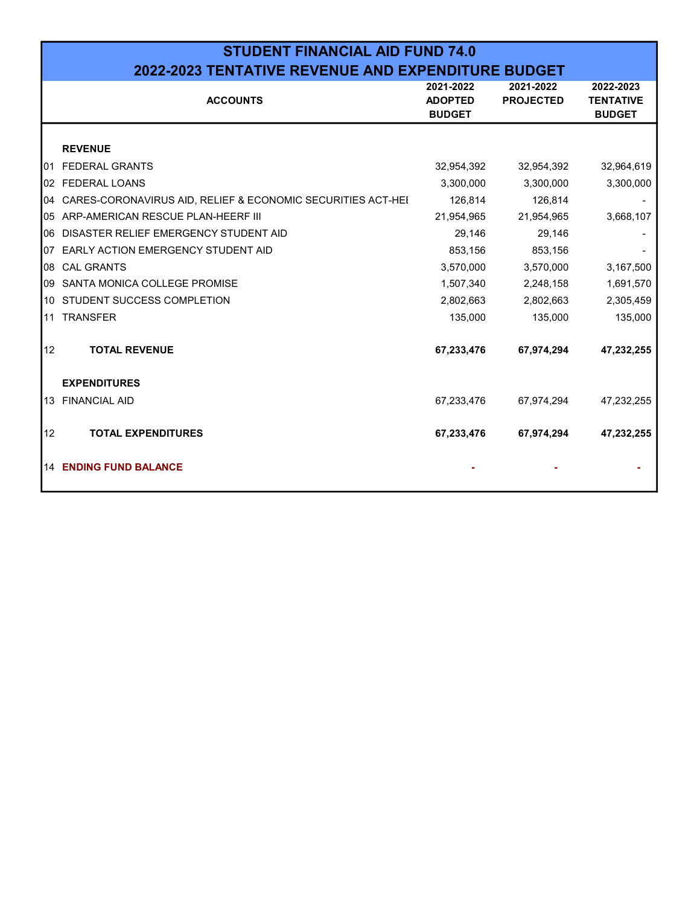# STUDENT FINANCIAL AID FUND 74.0
## 2022-2023 TENTATIVE REVENUE AND EXPENDITURE BUDGET

| | ACCOUNTS | 2021-2022 ADOPTED BUDGET | 2021-2022 PROJECTED | 2022-2023 TENTATIVE BUDGET |
|---|---|---|---|---|
| | **REVENUE** | | | |
| 01 | FEDERAL GRANTS | 32,954,392 | 32,954,392 | 32,964,619 |
| 02 | FEDERAL LOANS | 3,300,000 | 3,300,000 | 3,300,000 |
| 04 | CARES-CORONAVIRUS AID, RELIEF & ECONOMIC SECURITIES ACT-HEI | 126,814 | 126,814 | - |
| 05 | ARP-AMERICAN RESCUE PLAN-HEERF III | 21,954,965 | 21,954,965 | 3,668,107 |
| 06 | DISASTER RELIEF EMERGENCY STUDENT AID | 29,146 | 29,146 | - |
| 07 | EARLY ACTION EMERGENCY STUDENT AID | 853,156 | 853,156 | - |
| 08 | CAL GRANTS | 3,570,000 | 3,570,000 | 3,167,500 |
| 09 | SANTA MONICA COLLEGE PROMISE | 1,507,340 | 2,248,158 | 1,691,570 |
| 10 | STUDENT SUCCESS COMPLETION | 2,802,663 | 2,802,663 | 2,305,459 |
| 11 | TRANSFER | 135,000 | 135,000 | 135,000 |
| 12 | **TOTAL REVENUE** | **67,233,476** | **67,974,294** | **47,232,255** |
| | **EXPENDITURES** | | | |
| 13 | FINANCIAL AID | 67,233,476 | 67,974,294 | 47,232,255 |
| 12 | **TOTAL EXPENDITURES** | **67,233,476** | **67,974,294** | **47,232,255** |
| 14 | **ENDING FUND BALANCE** | **-** | **-** | **-** |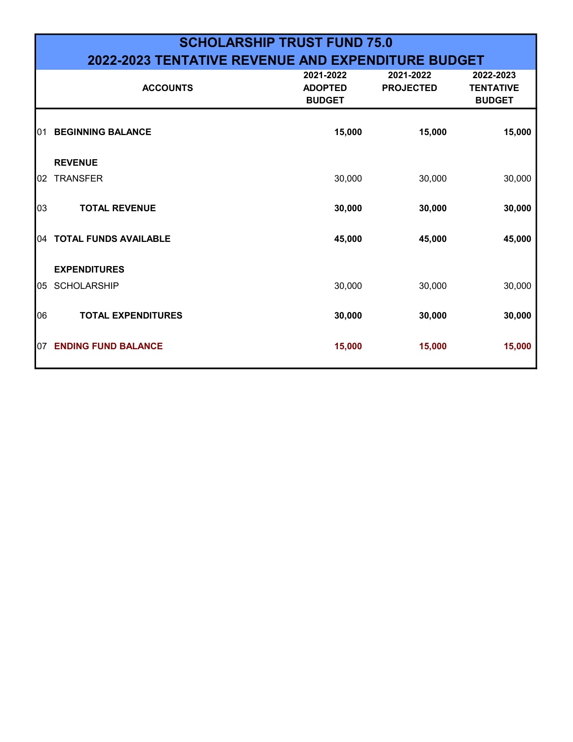# SCHOLARSHIP TRUST FUND 75.0

## 2022-2023 TENTATIVE REVENUE AND EXPENDITURE BUDGET

| | ACCOUNTS | 2021-2022 ADOPTED BUDGET | 2021-2022 PROJECTED | 2022-2023 TENTATIVE BUDGET |
|---|---|---|---|---|
| 01 | **BEGINNING BALANCE** | **15,000** | **15,000** | **15,000** |
| | **REVENUE** | | | |
| 02 | TRANSFER | 30,000 | 30,000 | 30,000 |
| 03 | **TOTAL REVENUE** | **30,000** | **30,000** | **30,000** |
| 04 | **TOTAL FUNDS AVAILABLE** | **45,000** | **45,000** | **45,000** |
| | **EXPENDITURES** | | | |
| 05 | SCHOLARSHIP | 30,000 | 30,000 | 30,000 |
| 06 | **TOTAL EXPENDITURES** | **30,000** | **30,000** | **30,000** |
| 07 | **ENDING FUND BALANCE** | **15,000** | **15,000** | **15,000** |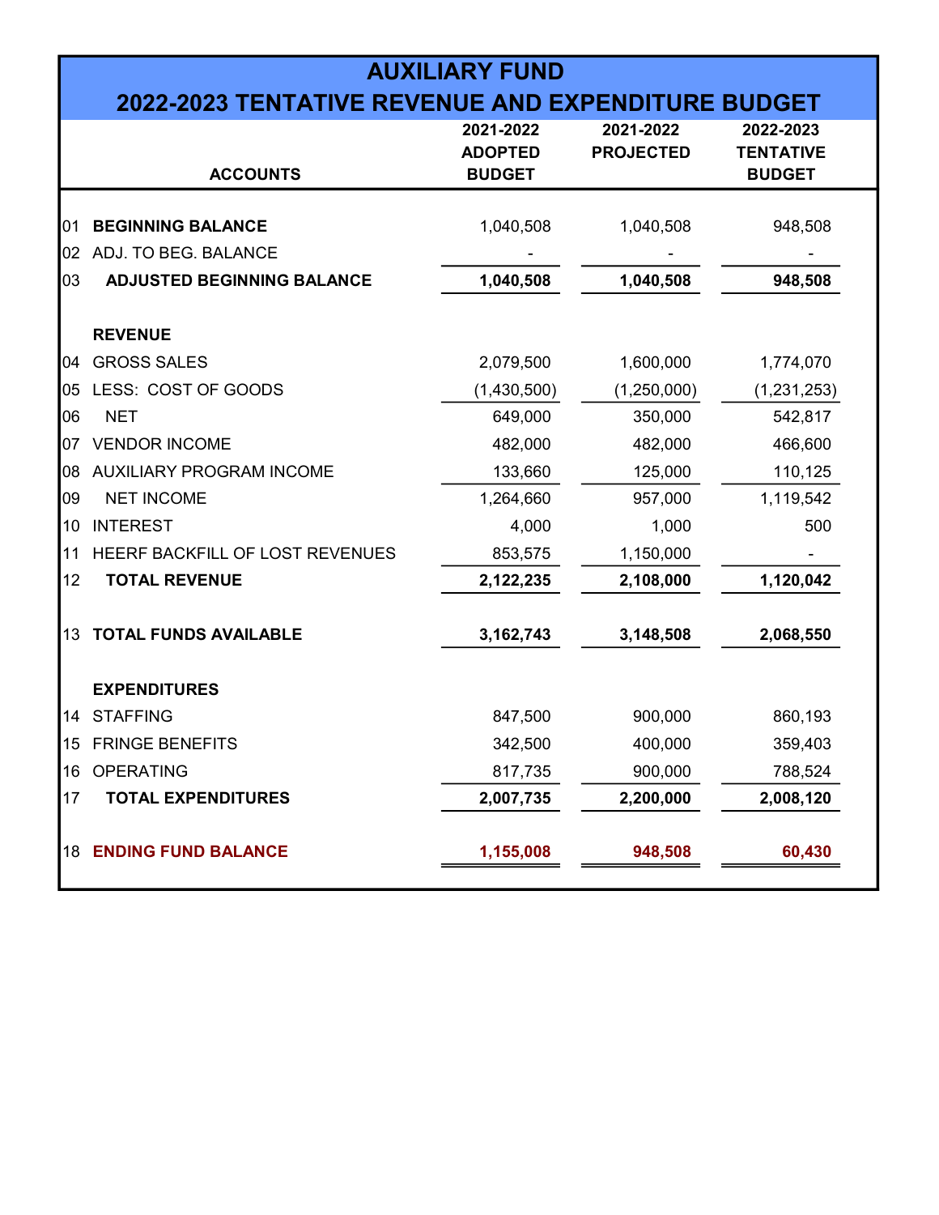# AUXILIARY FUND
## 2022-2023 TENTATIVE REVENUE AND EXPENDITURE BUDGET

| | ACCOUNTS | 2021-2022 ADOPTED BUDGET | 2021-2022 PROJECTED | 2022-2023 TENTATIVE BUDGET |
|---|---|---|---|---|
| 01 | **BEGINNING BALANCE** | 1,040,508 | 1,040,508 | 948,508 |
| 02 | ADJ. TO BEG. BALANCE | - | - | - |
| 03 | **ADJUSTED BEGINNING BALANCE** | **1,040,508** | **1,040,508** | **948,508** |
| | **REVENUE** | | | |
| 04 | GROSS SALES | 2,079,500 | 1,600,000 | 1,774,070 |
| 05 | LESS: COST OF GOODS | (1,430,500) | (1,250,000) | (1,231,253) |
| 06 | NET | 649,000 | 350,000 | 542,817 |
| 07 | VENDOR INCOME | 482,000 | 482,000 | 466,600 |
| 08 | AUXILIARY PROGRAM INCOME | 133,660 | 125,000 | 110,125 |
| 09 | NET INCOME | 1,264,660 | 957,000 | 1,119,542 |
| 10 | INTEREST | 4,000 | 1,000 | 500 |
| 11 | HEERF BACKFILL OF LOST REVENUES | 853,575 | 1,150,000 | - |
| 12 | **TOTAL REVENUE** | **2,122,235** | **2,108,000** | **1,120,042** |
| 13 | **TOTAL FUNDS AVAILABLE** | **3,162,743** | **3,148,508** | **2,068,550** |
| | **EXPENDITURES** | | | |
| 14 | STAFFING | 847,500 | 900,000 | 860,193 |
| 15 | FRINGE BENEFITS | 342,500 | 400,000 | 359,403 |
| 16 | OPERATING | 817,735 | 900,000 | 788,524 |
| 17 | **TOTAL EXPENDITURES** | **2,007,735** | **2,200,000** | **2,008,120** |
| 18 | **ENDING FUND BALANCE** | **1,155,008** | **948,508** | **60,430** |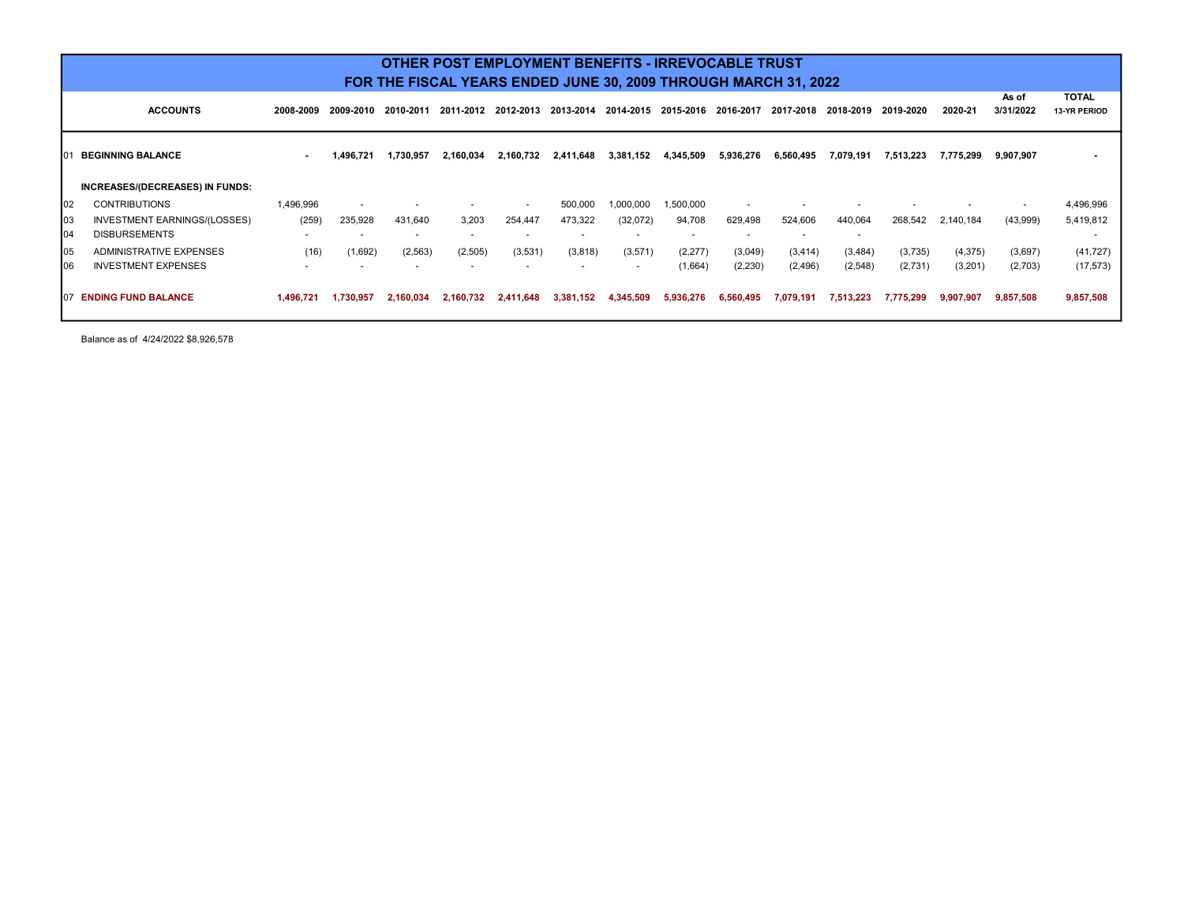# OTHER POST EMPLOYMENT BENEFITS - IRREVOCABLE TRUST

## FOR THE FISCAL YEARS ENDED JUNE 30, 2009 THROUGH MARCH 31, 2022

| | ACCOUNTS | 2008-2009 | 2009-2010 | 2010-2011 | 2011-2012 | 2012-2013 | 2013-2014 | 2014-2015 | 2015-2016 | 2016-2017 | 2017-2018 | 2018-2019 | 2019-2020 | 2020-21 | As of 3/31/2022 | TOTAL 13-YR PERIOD |
|---|---|---|---|---|---|---|---|---|---|---|---|---|---|---|---|---|
| 01 | **BEGINNING BALANCE** | - | 1,496,721 | 1,730,957 | 2,160,034 | 2,160,732 | 2,411,648 | 3,381,152 | 4,345,509 | 5,936,276 | 6,560,495 | 7,079,191 | 7,513,223 | 7,775,299 | 9,907,907 | - |
| | **INCREASES/(DECREASES) IN FUNDS:** | | | | | | | | | | | | | | | |
| 02 | CONTRIBUTIONS | 1,496,996 | - | - | - | - | 500,000 | 1,000,000 | 1,500,000 | - | - | - | - | - | - | 4,496,996 |
| 03 | INVESTMENT EARNINGS/(LOSSES) | (259) | 235,928 | 431,640 | 3,203 | 254,447 | 473,322 | (32,072) | 94,708 | 629,498 | 524,606 | 440,064 | 268,542 | 2,140,184 | (43,999) | 5,419,812 |
| 04 | DISBURSEMENTS | - | - | - | - | - | - | - | - | - | - | - | | | | - |
| 05 | ADMINISTRATIVE EXPENSES | (16) | (1,692) | (2,563) | (2,505) | (3,531) | (3,818) | (3,571) | (2,277) | (3,049) | (3,414) | (3,484) | (3,735) | (4,375) | (3,697) | (41,727) |
| 06 | INVESTMENT EXPENSES | - | - | - | - | - | - | - | (1,664) | (2,230) | (2,496) | (2,548) | (2,731) | (3,201) | (2,703) | (17,573) |
| 07 | **ENDING FUND BALANCE** | **1,496,721** | **1,730,957** | **2,160,034** | **2,160,732** | **2,411,648** | **3,381,152** | **4,345,509** | **5,936,276** | **6,560,495** | **7,079,191** | **7,513,223** | **7,775,299** | **9,907,907** | **9,857,508** | **9,857,508** |

Balance as of 4/24/2022 $8,926,578